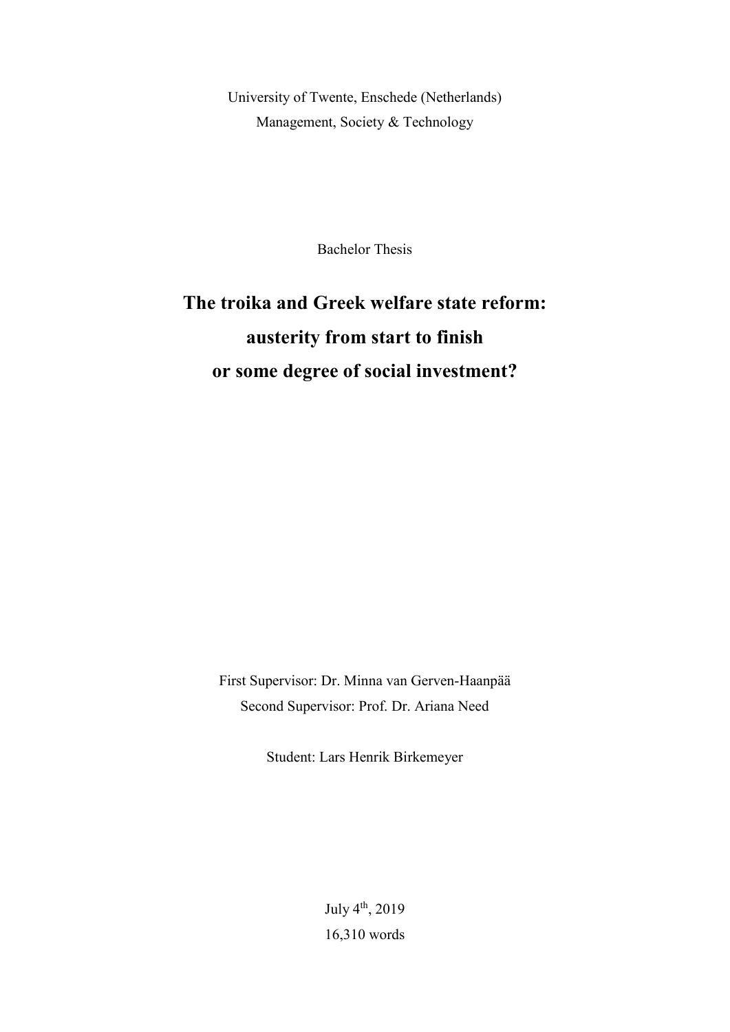University of Twente, Enschede (Netherlands)

Management, Society & Technology

Bachelor Thesis

# The troika and Greek welfare state reform: austerity from start to finish or some degree of social investment?

First Supervisor: Dr. Minna van Gerven-Haanpää

Second Supervisor: Prof. Dr. Ariana Need

Student: Lars Henrik Birkemeyer

July 4th, 2019

16,310 words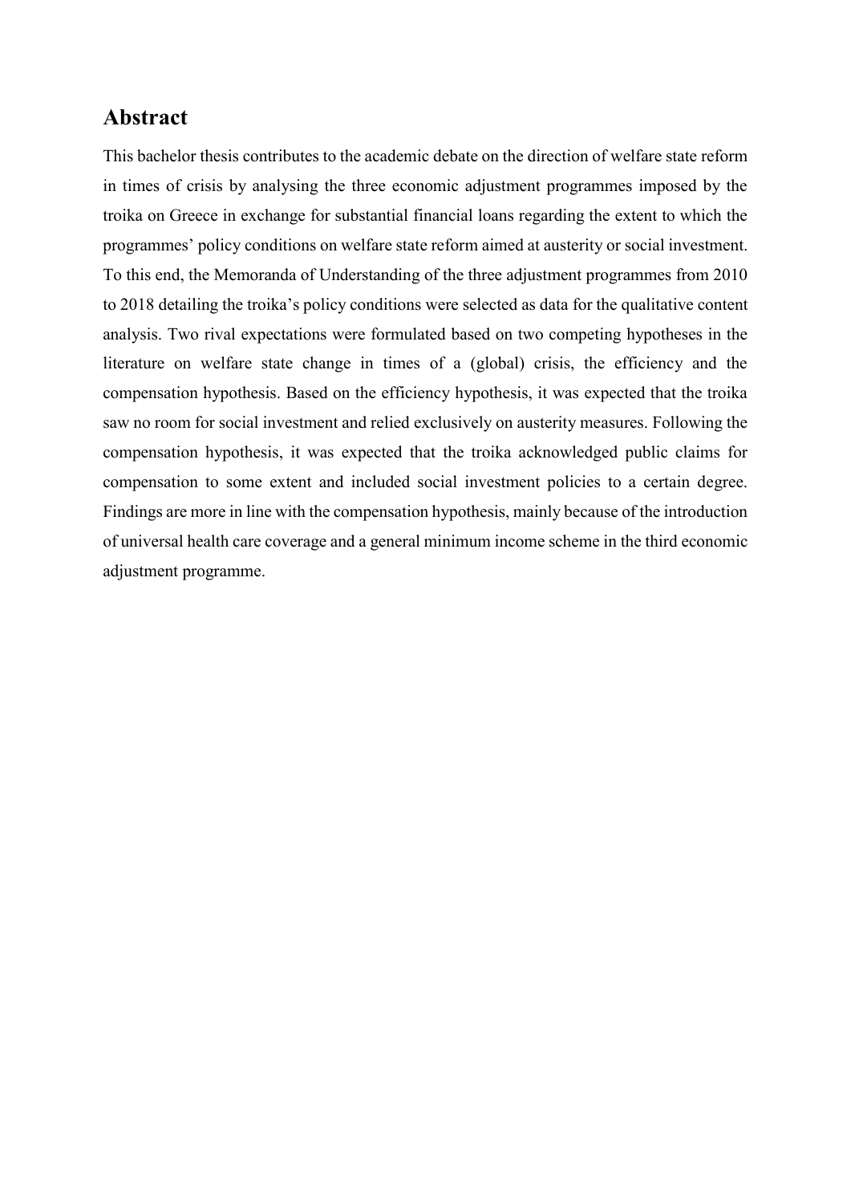## Abstract

This bachelor thesis contributes to the academic debate on the direction of welfare state reform in times of crisis by analysing the three economic adjustment programmes imposed by the troika on Greece in exchange for substantial financial loans regarding the extent to which the programmes' policy conditions on welfare state reform aimed at austerity or social investment. To this end, the Memoranda of Understanding of the three adjustment programmes from 2010 to 2018 detailing the troika's policy conditions were selected as data for the qualitative content analysis. Two rival expectations were formulated based on two competing hypotheses in the literature on welfare state change in times of a (global) crisis, the efficiency and the compensation hypothesis. Based on the efficiency hypothesis, it was expected that the troika saw no room for social investment and relied exclusively on austerity measures. Following the compensation hypothesis, it was expected that the troika acknowledged public claims for compensation to some extent and included social investment policies to a certain degree. Findings are more in line with the compensation hypothesis, mainly because of the introduction of universal health care coverage and a general minimum income scheme in the third economic adjustment programme.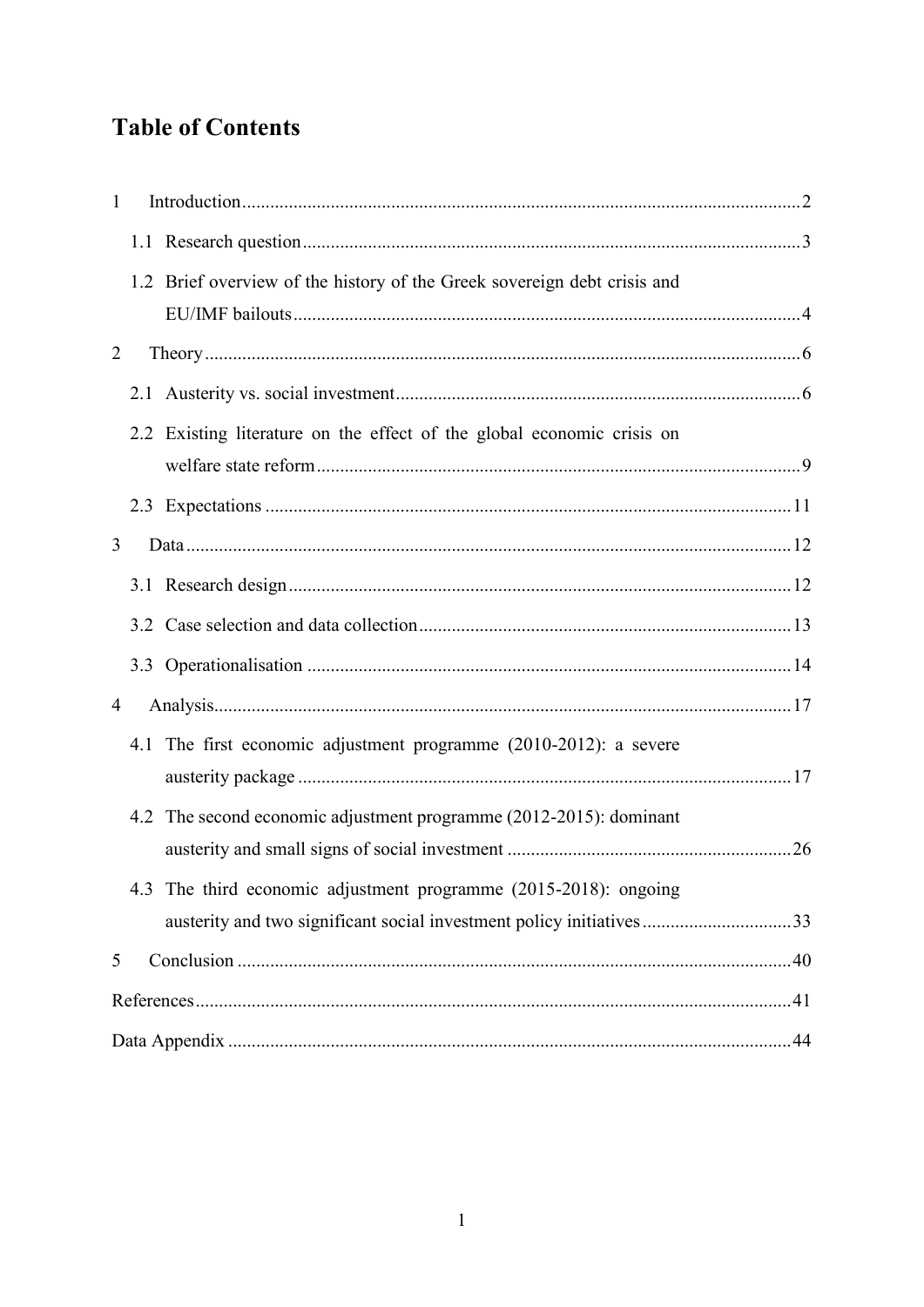# Table of Contents

1 Introduction ... 2

- 1.1 Research question ... 3
- 1.2 Brief overview of the history of the Greek sovereign debt crisis and EU/IMF bailouts ... 4

2 Theory ... 6

- 2.1 Austerity vs. social investment ... 6
- 2.2 Existing literature on the effect of the global economic crisis on welfare state reform ... 9
- 2.3 Expectations ... 11

3 Data ... 12

- 3.1 Research design ... 12
- 3.2 Case selection and data collection ... 13
- 3.3 Operationalisation ... 14

4 Analysis ... 17

- 4.1 The first economic adjustment programme (2010-2012): a severe austerity package ... 17
- 4.2 The second economic adjustment programme (2012-2015): dominant austerity and small signs of social investment ... 26
- 4.3 The third economic adjustment programme (2015-2018): ongoing austerity and two significant social investment policy initiatives ... 33

5 Conclusion ... 40

References ... 41

Data Appendix ... 44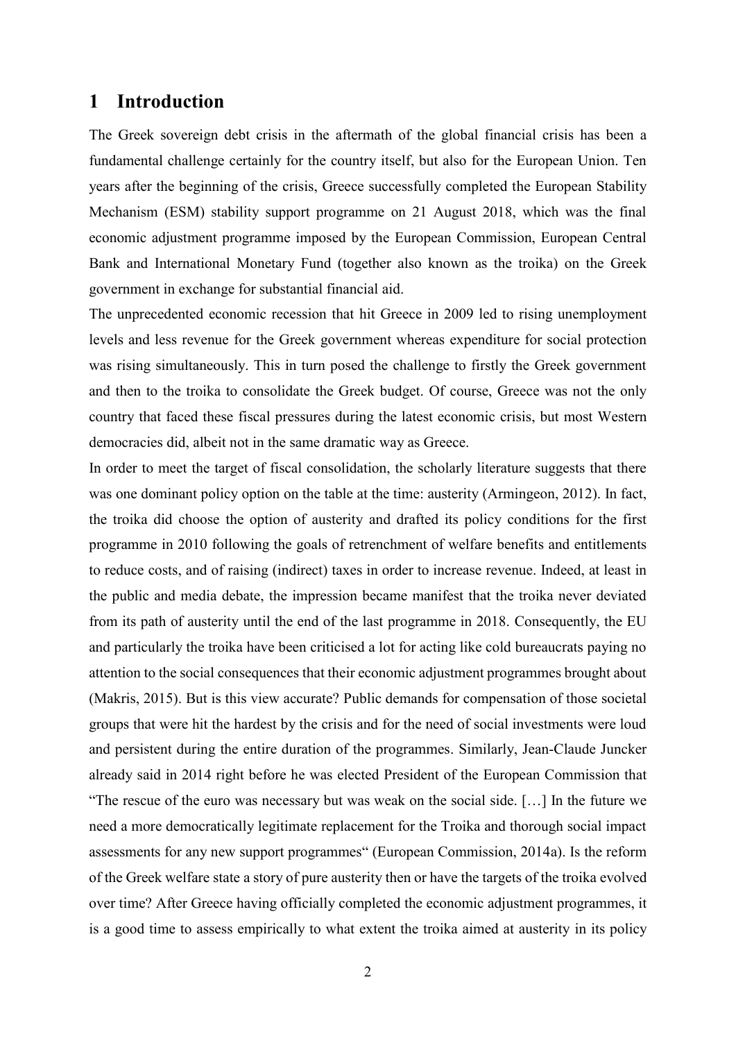# 1 Introduction

The Greek sovereign debt crisis in the aftermath of the global financial crisis has been a fundamental challenge certainly for the country itself, but also for the European Union. Ten years after the beginning of the crisis, Greece successfully completed the European Stability Mechanism (ESM) stability support programme on 21 August 2018, which was the final economic adjustment programme imposed by the European Commission, European Central Bank and International Monetary Fund (together also known as the troika) on the Greek government in exchange for substantial financial aid.

The unprecedented economic recession that hit Greece in 2009 led to rising unemployment levels and less revenue for the Greek government whereas expenditure for social protection was rising simultaneously. This in turn posed the challenge to firstly the Greek government and then to the troika to consolidate the Greek budget. Of course, Greece was not the only country that faced these fiscal pressures during the latest economic crisis, but most Western democracies did, albeit not in the same dramatic way as Greece.

In order to meet the target of fiscal consolidation, the scholarly literature suggests that there was one dominant policy option on the table at the time: austerity (Armingeon, 2012). In fact, the troika did choose the option of austerity and drafted its policy conditions for the first programme in 2010 following the goals of retrenchment of welfare benefits and entitlements to reduce costs, and of raising (indirect) taxes in order to increase revenue. Indeed, at least in the public and media debate, the impression became manifest that the troika never deviated from its path of austerity until the end of the last programme in 2018. Consequently, the EU and particularly the troika have been criticised a lot for acting like cold bureaucrats paying no attention to the social consequences that their economic adjustment programmes brought about (Makris, 2015). But is this view accurate? Public demands for compensation of those societal groups that were hit the hardest by the crisis and for the need of social investments were loud and persistent during the entire duration of the programmes. Similarly, Jean-Claude Juncker already said in 2014 right before he was elected President of the European Commission that "The rescue of the euro was necessary but was weak on the social side. […] In the future we need a more democratically legitimate replacement for the Troika and thorough social impact assessments for any new support programmes" (European Commission, 2014a). Is the reform of the Greek welfare state a story of pure austerity then or have the targets of the troika evolved over time? After Greece having officially completed the economic adjustment programmes, it is a good time to assess empirically to what extent the troika aimed at austerity in its policy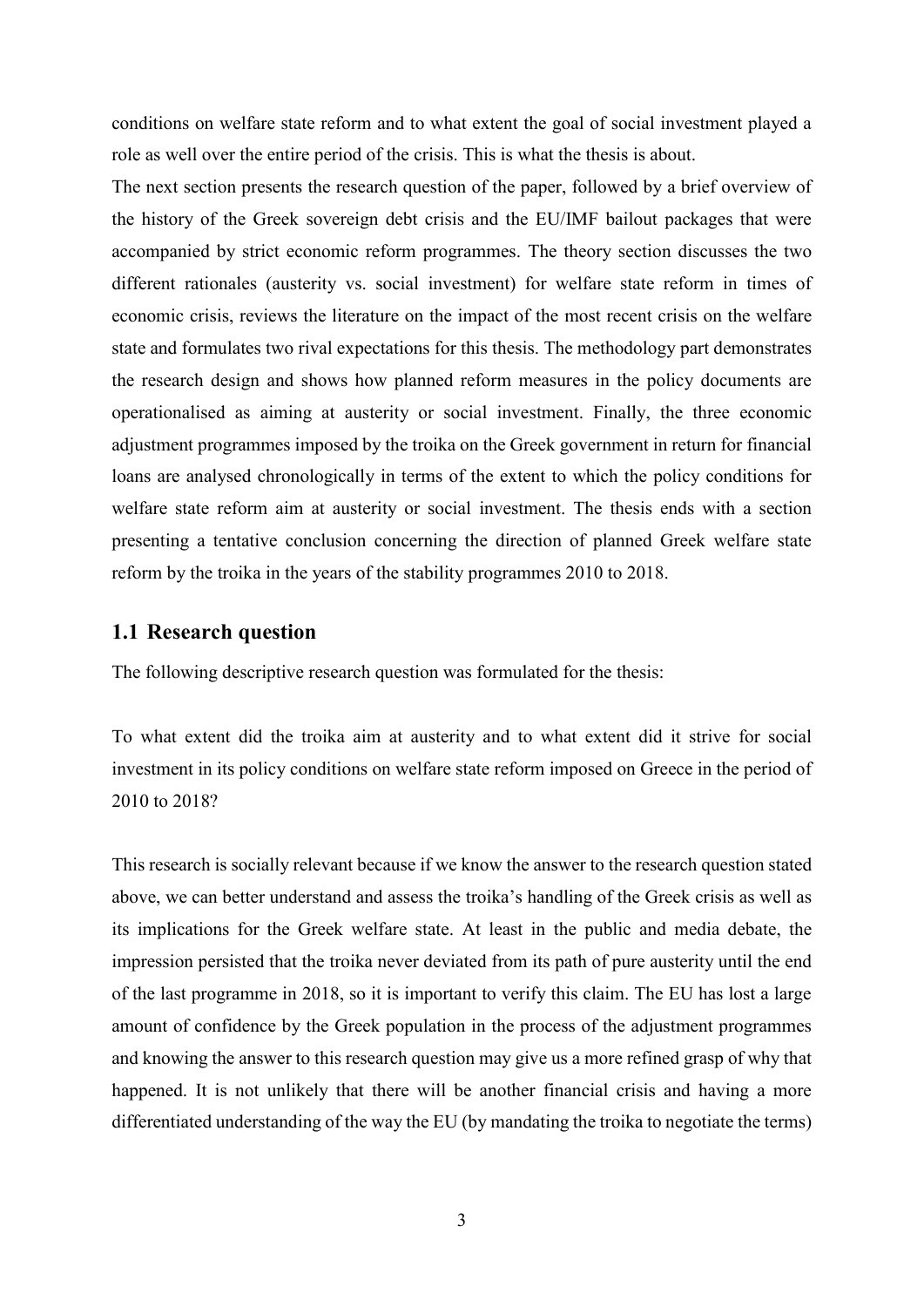conditions on welfare state reform and to what extent the goal of social investment played a role as well over the entire period of the crisis. This is what the thesis is about.

The next section presents the research question of the paper, followed by a brief overview of the history of the Greek sovereign debt crisis and the EU/IMF bailout packages that were accompanied by strict economic reform programmes. The theory section discusses the two different rationales (austerity vs. social investment) for welfare state reform in times of economic crisis, reviews the literature on the impact of the most recent crisis on the welfare state and formulates two rival expectations for this thesis. The methodology part demonstrates the research design and shows how planned reform measures in the policy documents are operationalised as aiming at austerity or social investment. Finally, the three economic adjustment programmes imposed by the troika on the Greek government in return for financial loans are analysed chronologically in terms of the extent to which the policy conditions for welfare state reform aim at austerity or social investment. The thesis ends with a section presenting a tentative conclusion concerning the direction of planned Greek welfare state reform by the troika in the years of the stability programmes 2010 to 2018.

## 1.1 Research question

The following descriptive research question was formulated for the thesis:

To what extent did the troika aim at austerity and to what extent did it strive for social investment in its policy conditions on welfare state reform imposed on Greece in the period of 2010 to 2018?

This research is socially relevant because if we know the answer to the research question stated above, we can better understand and assess the troika's handling of the Greek crisis as well as its implications for the Greek welfare state. At least in the public and media debate, the impression persisted that the troika never deviated from its path of pure austerity until the end of the last programme in 2018, so it is important to verify this claim. The EU has lost a large amount of confidence by the Greek population in the process of the adjustment programmes and knowing the answer to this research question may give us a more refined grasp of why that happened. It is not unlikely that there will be another financial crisis and having a more differentiated understanding of the way the EU (by mandating the troika to negotiate the terms)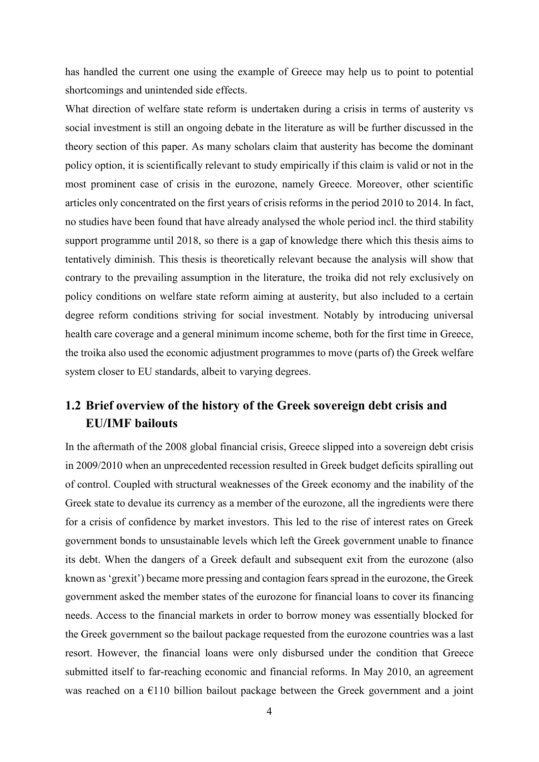has handled the current one using the example of Greece may help us to point to potential shortcomings and unintended side effects.

What direction of welfare state reform is undertaken during a crisis in terms of austerity vs social investment is still an ongoing debate in the literature as will be further discussed in the theory section of this paper. As many scholars claim that austerity has become the dominant policy option, it is scientifically relevant to study empirically if this claim is valid or not in the most prominent case of crisis in the eurozone, namely Greece. Moreover, other scientific articles only concentrated on the first years of crisis reforms in the period 2010 to 2014. In fact, no studies have been found that have already analysed the whole period incl. the third stability support programme until 2018, so there is a gap of knowledge there which this thesis aims to tentatively diminish. This thesis is theoretically relevant because the analysis will show that contrary to the prevailing assumption in the literature, the troika did not rely exclusively on policy conditions on welfare state reform aiming at austerity, but also included to a certain degree reform conditions striving for social investment. Notably by introducing universal health care coverage and a general minimum income scheme, both for the first time in Greece, the troika also used the economic adjustment programmes to move (parts of) the Greek welfare system closer to EU standards, albeit to varying degrees.

## 1.2 Brief overview of the history of the Greek sovereign debt crisis and EU/IMF bailouts

In the aftermath of the 2008 global financial crisis, Greece slipped into a sovereign debt crisis in 2009/2010 when an unprecedented recession resulted in Greek budget deficits spiralling out of control. Coupled with structural weaknesses of the Greek economy and the inability of the Greek state to devalue its currency as a member of the eurozone, all the ingredients were there for a crisis of confidence by market investors. This led to the rise of interest rates on Greek government bonds to unsustainable levels which left the Greek government unable to finance its debt. When the dangers of a Greek default and subsequent exit from the eurozone (also known as 'grexit') became more pressing and contagion fears spread in the eurozone, the Greek government asked the member states of the eurozone for financial loans to cover its financing needs. Access to the financial markets in order to borrow money was essentially blocked for the Greek government so the bailout package requested from the eurozone countries was a last resort. However, the financial loans were only disbursed under the condition that Greece submitted itself to far-reaching economic and financial reforms. In May 2010, an agreement was reached on a €110 billion bailout package between the Greek government and a joint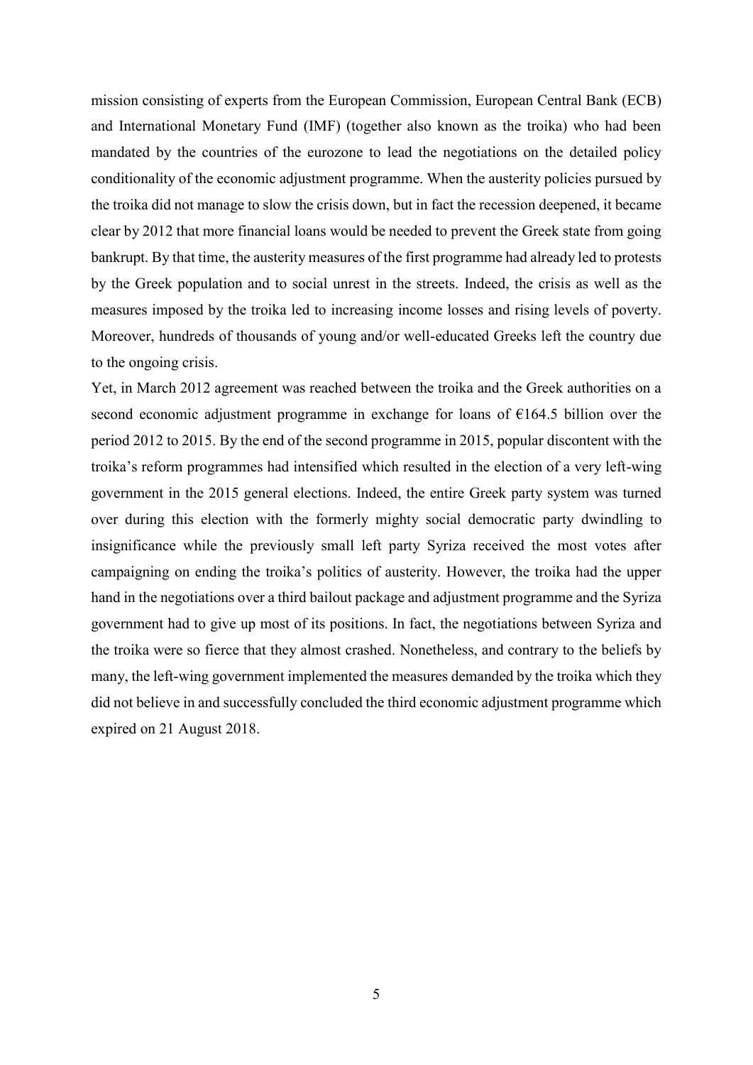mission consisting of experts from the European Commission, European Central Bank (ECB) and International Monetary Fund (IMF) (together also known as the troika) who had been mandated by the countries of the eurozone to lead the negotiations on the detailed policy conditionality of the economic adjustment programme. When the austerity policies pursued by the troika did not manage to slow the crisis down, but in fact the recession deepened, it became clear by 2012 that more financial loans would be needed to prevent the Greek state from going bankrupt. By that time, the austerity measures of the first programme had already led to protests by the Greek population and to social unrest in the streets. Indeed, the crisis as well as the measures imposed by the troika led to increasing income losses and rising levels of poverty. Moreover, hundreds of thousands of young and/or well-educated Greeks left the country due to the ongoing crisis.

Yet, in March 2012 agreement was reached between the troika and the Greek authorities on a second economic adjustment programme in exchange for loans of €164.5 billion over the period 2012 to 2015. By the end of the second programme in 2015, popular discontent with the troika's reform programmes had intensified which resulted in the election of a very left-wing government in the 2015 general elections. Indeed, the entire Greek party system was turned over during this election with the formerly mighty social democratic party dwindling to insignificance while the previously small left party Syriza received the most votes after campaigning on ending the troika's politics of austerity. However, the troika had the upper hand in the negotiations over a third bailout package and adjustment programme and the Syriza government had to give up most of its positions. In fact, the negotiations between Syriza and the troika were so fierce that they almost crashed. Nonetheless, and contrary to the beliefs by many, the left-wing government implemented the measures demanded by the troika which they did not believe in and successfully concluded the third economic adjustment programme which expired on 21 August 2018.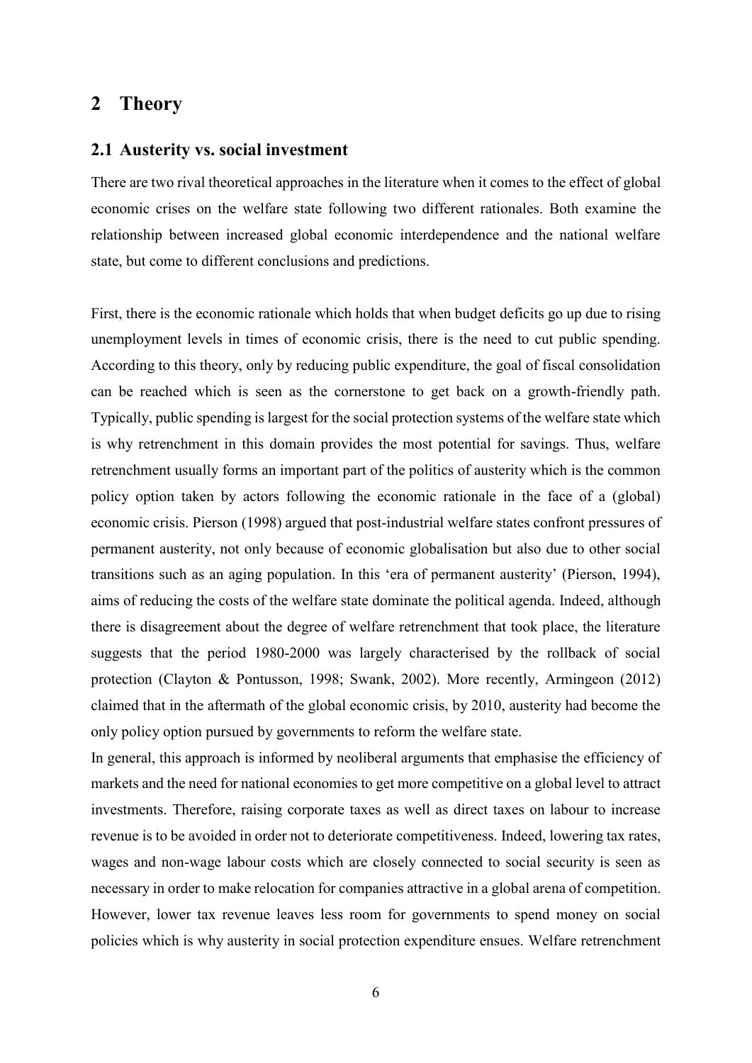# 2 Theory

## 2.1 Austerity vs. social investment

There are two rival theoretical approaches in the literature when it comes to the effect of global economic crises on the welfare state following two different rationales. Both examine the relationship between increased global economic interdependence and the national welfare state, but come to different conclusions and predictions.

First, there is the economic rationale which holds that when budget deficits go up due to rising unemployment levels in times of economic crisis, there is the need to cut public spending. According to this theory, only by reducing public expenditure, the goal of fiscal consolidation can be reached which is seen as the cornerstone to get back on a growth-friendly path. Typically, public spending is largest for the social protection systems of the welfare state which is why retrenchment in this domain provides the most potential for savings. Thus, welfare retrenchment usually forms an important part of the politics of austerity which is the common policy option taken by actors following the economic rationale in the face of a (global) economic crisis. Pierson (1998) argued that post-industrial welfare states confront pressures of permanent austerity, not only because of economic globalisation but also due to other social transitions such as an aging population. In this 'era of permanent austerity' (Pierson, 1994), aims of reducing the costs of the welfare state dominate the political agenda. Indeed, although there is disagreement about the degree of welfare retrenchment that took place, the literature suggests that the period 1980-2000 was largely characterised by the rollback of social protection (Clayton & Pontusson, 1998; Swank, 2002). More recently, Armingeon (2012) claimed that in the aftermath of the global economic crisis, by 2010, austerity had become the only policy option pursued by governments to reform the welfare state.

In general, this approach is informed by neoliberal arguments that emphasise the efficiency of markets and the need for national economies to get more competitive on a global level to attract investments. Therefore, raising corporate taxes as well as direct taxes on labour to increase revenue is to be avoided in order not to deteriorate competitiveness. Indeed, lowering tax rates, wages and non-wage labour costs which are closely connected to social security is seen as necessary in order to make relocation for companies attractive in a global arena of competition. However, lower tax revenue leaves less room for governments to spend money on social policies which is why austerity in social protection expenditure ensues. Welfare retrenchment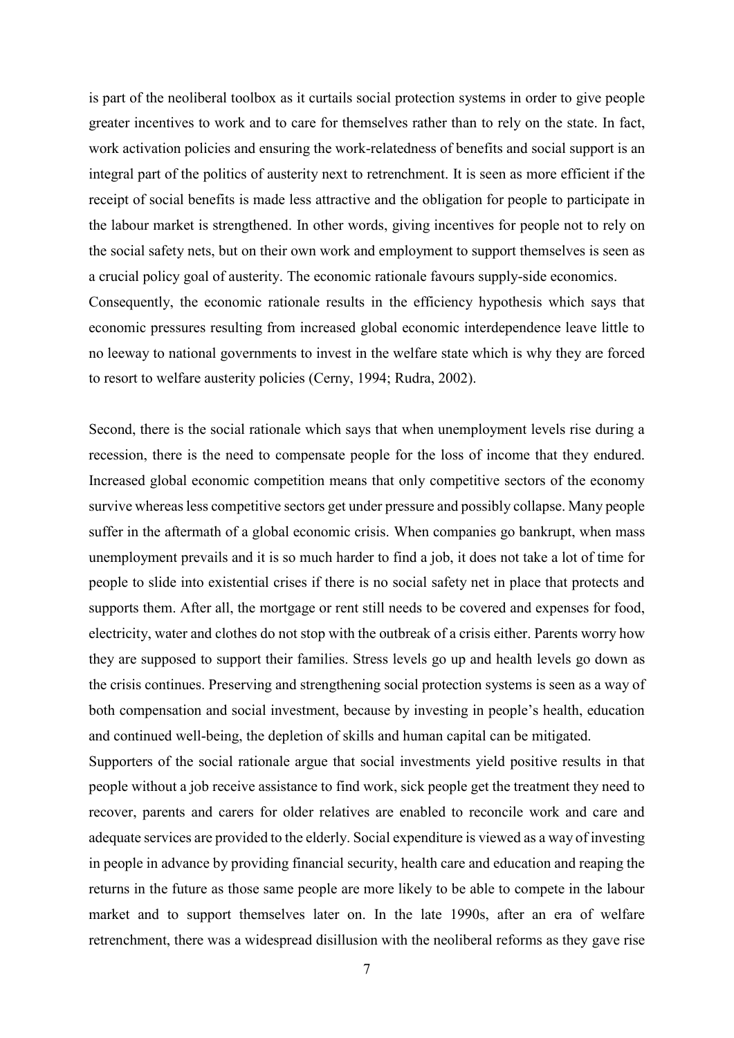is part of the neoliberal toolbox as it curtails social protection systems in order to give people greater incentives to work and to care for themselves rather than to rely on the state. In fact, work activation policies and ensuring the work-relatedness of benefits and social support is an integral part of the politics of austerity next to retrenchment. It is seen as more efficient if the receipt of social benefits is made less attractive and the obligation for people to participate in the labour market is strengthened. In other words, giving incentives for people not to rely on the social safety nets, but on their own work and employment to support themselves is seen as a crucial policy goal of austerity. The economic rationale favours supply-side economics.

Consequently, the economic rationale results in the efficiency hypothesis which says that economic pressures resulting from increased global economic interdependence leave little to no leeway to national governments to invest in the welfare state which is why they are forced to resort to welfare austerity policies (Cerny, 1994; Rudra, 2002).

Second, there is the social rationale which says that when unemployment levels rise during a recession, there is the need to compensate people for the loss of income that they endured. Increased global economic competition means that only competitive sectors of the economy survive whereas less competitive sectors get under pressure and possibly collapse. Many people suffer in the aftermath of a global economic crisis. When companies go bankrupt, when mass unemployment prevails and it is so much harder to find a job, it does not take a lot of time for people to slide into existential crises if there is no social safety net in place that protects and supports them. After all, the mortgage or rent still needs to be covered and expenses for food, electricity, water and clothes do not stop with the outbreak of a crisis either. Parents worry how they are supposed to support their families. Stress levels go up and health levels go down as the crisis continues. Preserving and strengthening social protection systems is seen as a way of both compensation and social investment, because by investing in people's health, education and continued well-being, the depletion of skills and human capital can be mitigated.

Supporters of the social rationale argue that social investments yield positive results in that people without a job receive assistance to find work, sick people get the treatment they need to recover, parents and carers for older relatives are enabled to reconcile work and care and adequate services are provided to the elderly. Social expenditure is viewed as a way of investing in people in advance by providing financial security, health care and education and reaping the returns in the future as those same people are more likely to be able to compete in the labour market and to support themselves later on. In the late 1990s, after an era of welfare retrenchment, there was a widespread disillusion with the neoliberal reforms as they gave rise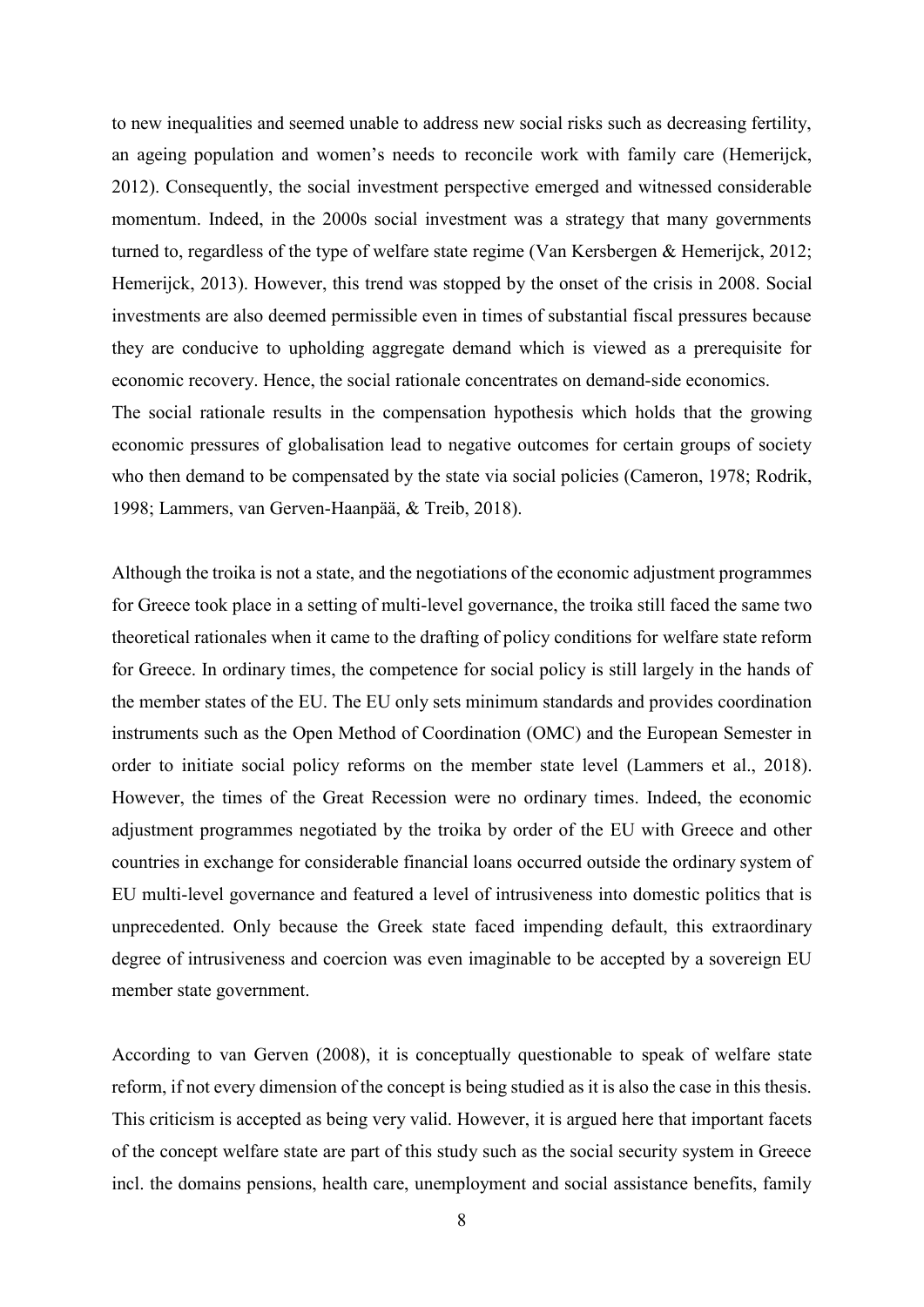to new inequalities and seemed unable to address new social risks such as decreasing fertility, an ageing population and women's needs to reconcile work with family care (Hemerijck, 2012). Consequently, the social investment perspective emerged and witnessed considerable momentum. Indeed, in the 2000s social investment was a strategy that many governments turned to, regardless of the type of welfare state regime (Van Kersbergen & Hemerijck, 2012; Hemerijck, 2013). However, this trend was stopped by the onset of the crisis in 2008. Social investments are also deemed permissible even in times of substantial fiscal pressures because they are conducive to upholding aggregate demand which is viewed as a prerequisite for economic recovery. Hence, the social rationale concentrates on demand-side economics.

The social rationale results in the compensation hypothesis which holds that the growing economic pressures of globalisation lead to negative outcomes for certain groups of society who then demand to be compensated by the state via social policies (Cameron, 1978; Rodrik, 1998; Lammers, van Gerven-Haanpää, & Treib, 2018).

Although the troika is not a state, and the negotiations of the economic adjustment programmes for Greece took place in a setting of multi-level governance, the troika still faced the same two theoretical rationales when it came to the drafting of policy conditions for welfare state reform for Greece. In ordinary times, the competence for social policy is still largely in the hands of the member states of the EU. The EU only sets minimum standards and provides coordination instruments such as the Open Method of Coordination (OMC) and the European Semester in order to initiate social policy reforms on the member state level (Lammers et al., 2018). However, the times of the Great Recession were no ordinary times. Indeed, the economic adjustment programmes negotiated by the troika by order of the EU with Greece and other countries in exchange for considerable financial loans occurred outside the ordinary system of EU multi-level governance and featured a level of intrusiveness into domestic politics that is unprecedented. Only because the Greek state faced impending default, this extraordinary degree of intrusiveness and coercion was even imaginable to be accepted by a sovereign EU member state government.

According to van Gerven (2008), it is conceptually questionable to speak of welfare state reform, if not every dimension of the concept is being studied as it is also the case in this thesis. This criticism is accepted as being very valid. However, it is argued here that important facets of the concept welfare state are part of this study such as the social security system in Greece incl. the domains pensions, health care, unemployment and social assistance benefits, family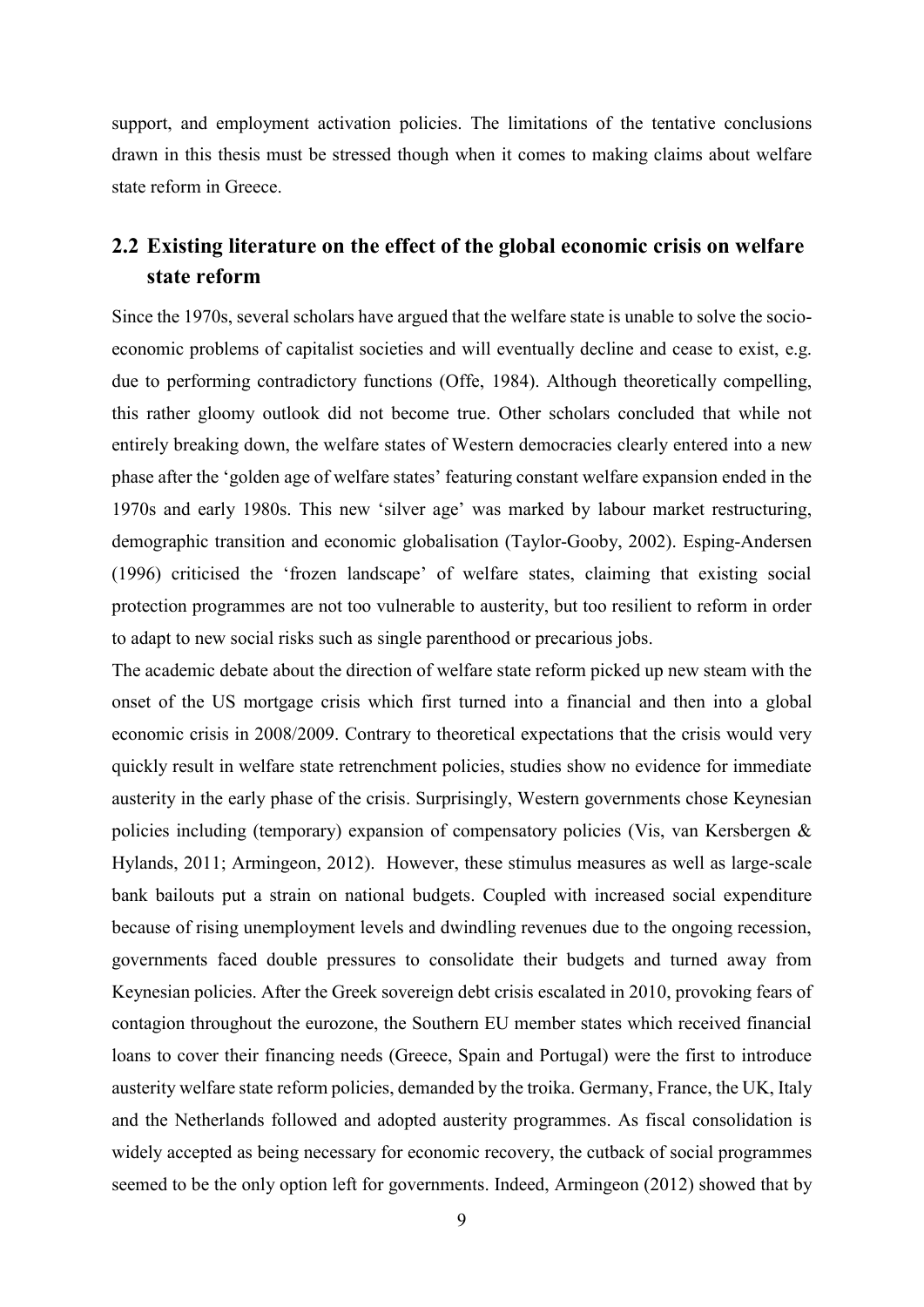support, and employment activation policies. The limitations of the tentative conclusions drawn in this thesis must be stressed though when it comes to making claims about welfare state reform in Greece.

## 2.2 Existing literature on the effect of the global economic crisis on welfare state reform

Since the 1970s, several scholars have argued that the welfare state is unable to solve the socio-economic problems of capitalist societies and will eventually decline and cease to exist, e.g. due to performing contradictory functions (Offe, 1984). Although theoretically compelling, this rather gloomy outlook did not become true. Other scholars concluded that while not entirely breaking down, the welfare states of Western democracies clearly entered into a new phase after the 'golden age of welfare states' featuring constant welfare expansion ended in the 1970s and early 1980s. This new 'silver age' was marked by labour market restructuring, demographic transition and economic globalisation (Taylor-Gooby, 2002). Esping-Andersen (1996) criticised the 'frozen landscape' of welfare states, claiming that existing social protection programmes are not too vulnerable to austerity, but too resilient to reform in order to adapt to new social risks such as single parenthood or precarious jobs.

The academic debate about the direction of welfare state reform picked up new steam with the onset of the US mortgage crisis which first turned into a financial and then into a global economic crisis in 2008/2009. Contrary to theoretical expectations that the crisis would very quickly result in welfare state retrenchment policies, studies show no evidence for immediate austerity in the early phase of the crisis. Surprisingly, Western governments chose Keynesian policies including (temporary) expansion of compensatory policies (Vis, van Kersbergen & Hylands, 2011; Armingeon, 2012). However, these stimulus measures as well as large-scale bank bailouts put a strain on national budgets. Coupled with increased social expenditure because of rising unemployment levels and dwindling revenues due to the ongoing recession, governments faced double pressures to consolidate their budgets and turned away from Keynesian policies. After the Greek sovereign debt crisis escalated in 2010, provoking fears of contagion throughout the eurozone, the Southern EU member states which received financial loans to cover their financing needs (Greece, Spain and Portugal) were the first to introduce austerity welfare state reform policies, demanded by the troika. Germany, France, the UK, Italy and the Netherlands followed and adopted austerity programmes. As fiscal consolidation is widely accepted as being necessary for economic recovery, the cutback of social programmes seemed to be the only option left for governments. Indeed, Armingeon (2012) showed that by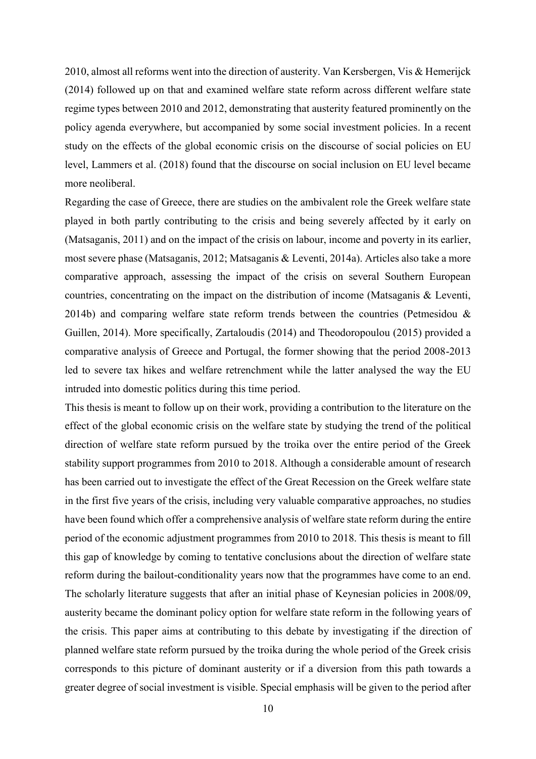2010, almost all reforms went into the direction of austerity. Van Kersbergen, Vis & Hemerijck (2014) followed up on that and examined welfare state reform across different welfare state regime types between 2010 and 2012, demonstrating that austerity featured prominently on the policy agenda everywhere, but accompanied by some social investment policies. In a recent study on the effects of the global economic crisis on the discourse of social policies on EU level, Lammers et al. (2018) found that the discourse on social inclusion on EU level became more neoliberal.

Regarding the case of Greece, there are studies on the ambivalent role the Greek welfare state played in both partly contributing to the crisis and being severely affected by it early on (Matsaganis, 2011) and on the impact of the crisis on labour, income and poverty in its earlier, most severe phase (Matsaganis, 2012; Matsaganis & Leventi, 2014a). Articles also take a more comparative approach, assessing the impact of the crisis on several Southern European countries, concentrating on the impact on the distribution of income (Matsaganis & Leventi, 2014b) and comparing welfare state reform trends between the countries (Petmesidou & Guillen, 2014). More specifically, Zartaloudis (2014) and Theodoropoulou (2015) provided a comparative analysis of Greece and Portugal, the former showing that the period 2008-2013 led to severe tax hikes and welfare retrenchment while the latter analysed the way the EU intruded into domestic politics during this time period.

This thesis is meant to follow up on their work, providing a contribution to the literature on the effect of the global economic crisis on the welfare state by studying the trend of the political direction of welfare state reform pursued by the troika over the entire period of the Greek stability support programmes from 2010 to 2018. Although a considerable amount of research has been carried out to investigate the effect of the Great Recession on the Greek welfare state in the first five years of the crisis, including very valuable comparative approaches, no studies have been found which offer a comprehensive analysis of welfare state reform during the entire period of the economic adjustment programmes from 2010 to 2018. This thesis is meant to fill this gap of knowledge by coming to tentative conclusions about the direction of welfare state reform during the bailout-conditionality years now that the programmes have come to an end. The scholarly literature suggests that after an initial phase of Keynesian policies in 2008/09, austerity became the dominant policy option for welfare state reform in the following years of the crisis. This paper aims at contributing to this debate by investigating if the direction of planned welfare state reform pursued by the troika during the whole period of the Greek crisis corresponds to this picture of dominant austerity or if a diversion from this path towards a greater degree of social investment is visible. Special emphasis will be given to the period after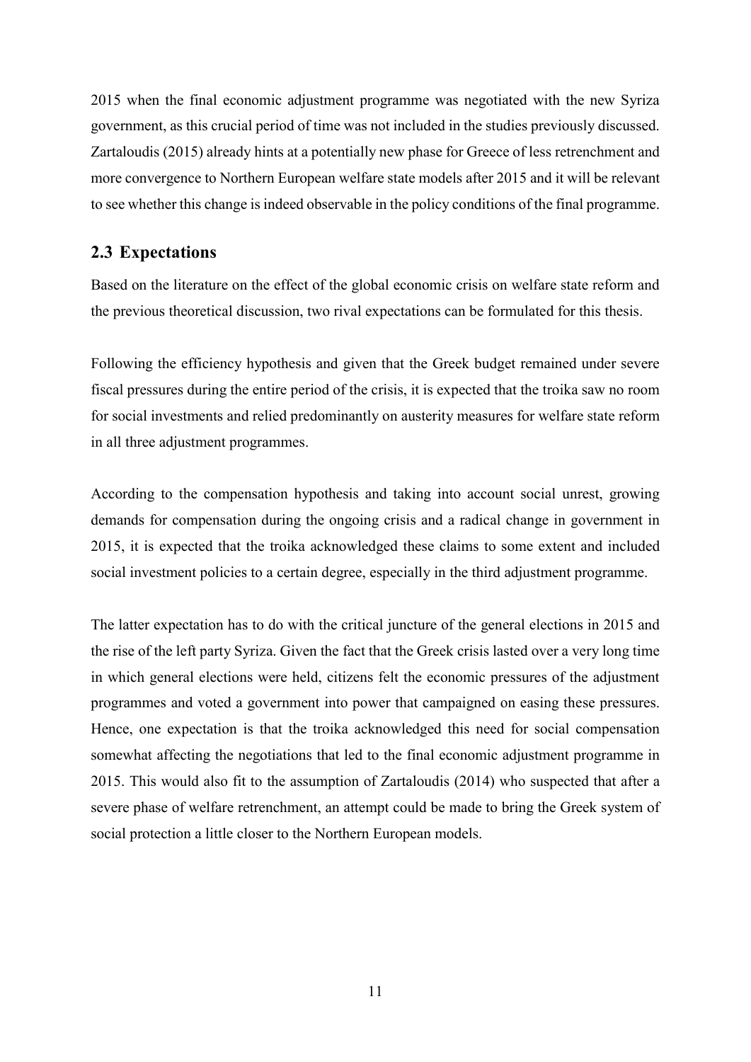2015 when the final economic adjustment programme was negotiated with the new Syriza government, as this crucial period of time was not included in the studies previously discussed. Zartaloudis (2015) already hints at a potentially new phase for Greece of less retrenchment and more convergence to Northern European welfare state models after 2015 and it will be relevant to see whether this change is indeed observable in the policy conditions of the final programme.

## 2.3 Expectations

Based on the literature on the effect of the global economic crisis on welfare state reform and the previous theoretical discussion, two rival expectations can be formulated for this thesis.

Following the efficiency hypothesis and given that the Greek budget remained under severe fiscal pressures during the entire period of the crisis, it is expected that the troika saw no room for social investments and relied predominantly on austerity measures for welfare state reform in all three adjustment programmes.

According to the compensation hypothesis and taking into account social unrest, growing demands for compensation during the ongoing crisis and a radical change in government in 2015, it is expected that the troika acknowledged these claims to some extent and included social investment policies to a certain degree, especially in the third adjustment programme.

The latter expectation has to do with the critical juncture of the general elections in 2015 and the rise of the left party Syriza. Given the fact that the Greek crisis lasted over a very long time in which general elections were held, citizens felt the economic pressures of the adjustment programmes and voted a government into power that campaigned on easing these pressures. Hence, one expectation is that the troika acknowledged this need for social compensation somewhat affecting the negotiations that led to the final economic adjustment programme in 2015. This would also fit to the assumption of Zartaloudis (2014) who suspected that after a severe phase of welfare retrenchment, an attempt could be made to bring the Greek system of social protection a little closer to the Northern European models.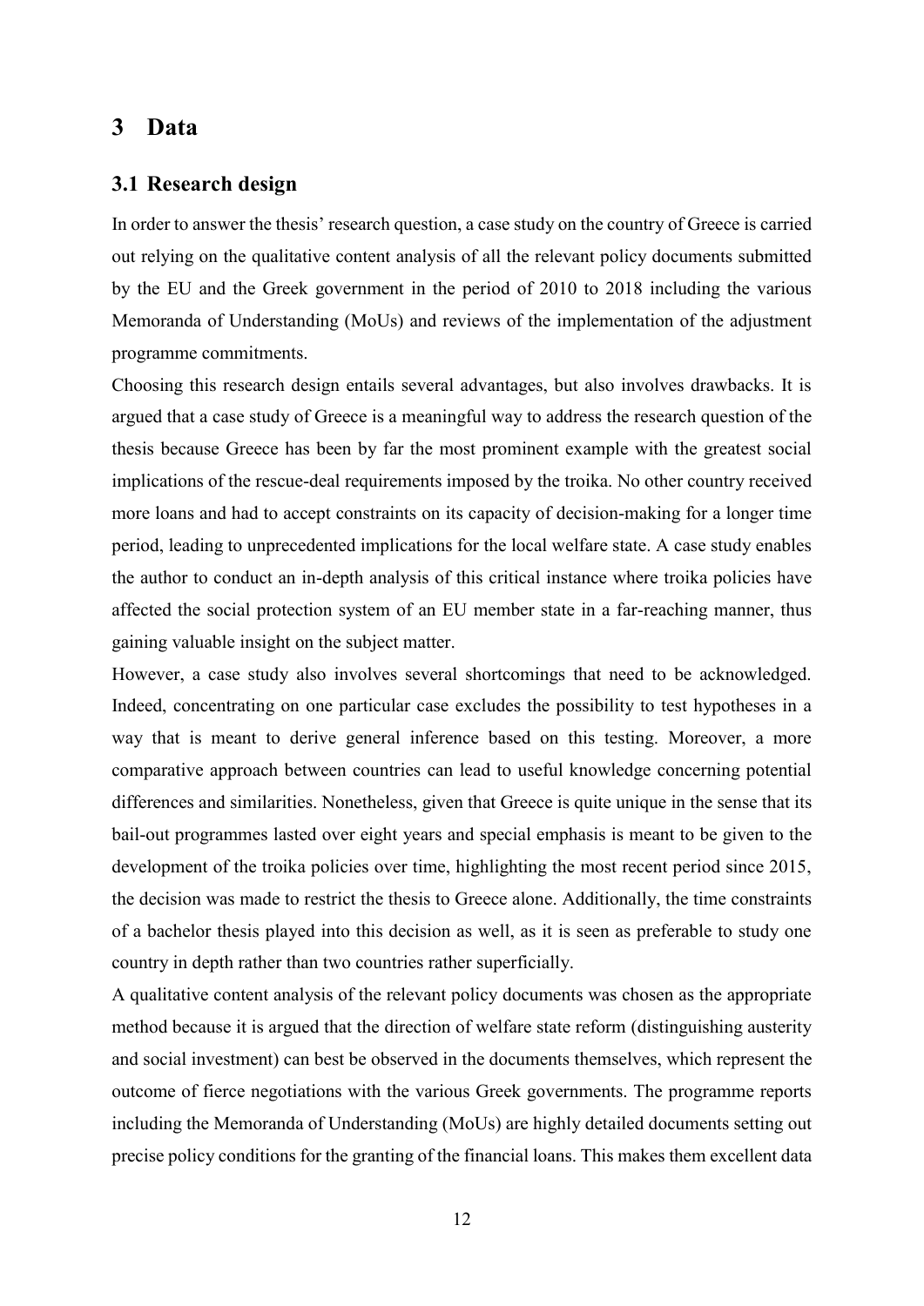# 3 Data

## 3.1 Research design

In order to answer the thesis' research question, a case study on the country of Greece is carried out relying on the qualitative content analysis of all the relevant policy documents submitted by the EU and the Greek government in the period of 2010 to 2018 including the various Memoranda of Understanding (MoUs) and reviews of the implementation of the adjustment programme commitments.

Choosing this research design entails several advantages, but also involves drawbacks. It is argued that a case study of Greece is a meaningful way to address the research question of the thesis because Greece has been by far the most prominent example with the greatest social implications of the rescue-deal requirements imposed by the troika. No other country received more loans and had to accept constraints on its capacity of decision-making for a longer time period, leading to unprecedented implications for the local welfare state. A case study enables the author to conduct an in-depth analysis of this critical instance where troika policies have affected the social protection system of an EU member state in a far-reaching manner, thus gaining valuable insight on the subject matter.

However, a case study also involves several shortcomings that need to be acknowledged. Indeed, concentrating on one particular case excludes the possibility to test hypotheses in a way that is meant to derive general inference based on this testing. Moreover, a more comparative approach between countries can lead to useful knowledge concerning potential differences and similarities. Nonetheless, given that Greece is quite unique in the sense that its bail-out programmes lasted over eight years and special emphasis is meant to be given to the development of the troika policies over time, highlighting the most recent period since 2015, the decision was made to restrict the thesis to Greece alone. Additionally, the time constraints of a bachelor thesis played into this decision as well, as it is seen as preferable to study one country in depth rather than two countries rather superficially.

A qualitative content analysis of the relevant policy documents was chosen as the appropriate method because it is argued that the direction of welfare state reform (distinguishing austerity and social investment) can best be observed in the documents themselves, which represent the outcome of fierce negotiations with the various Greek governments. The programme reports including the Memoranda of Understanding (MoUs) are highly detailed documents setting out precise policy conditions for the granting of the financial loans. This makes them excellent data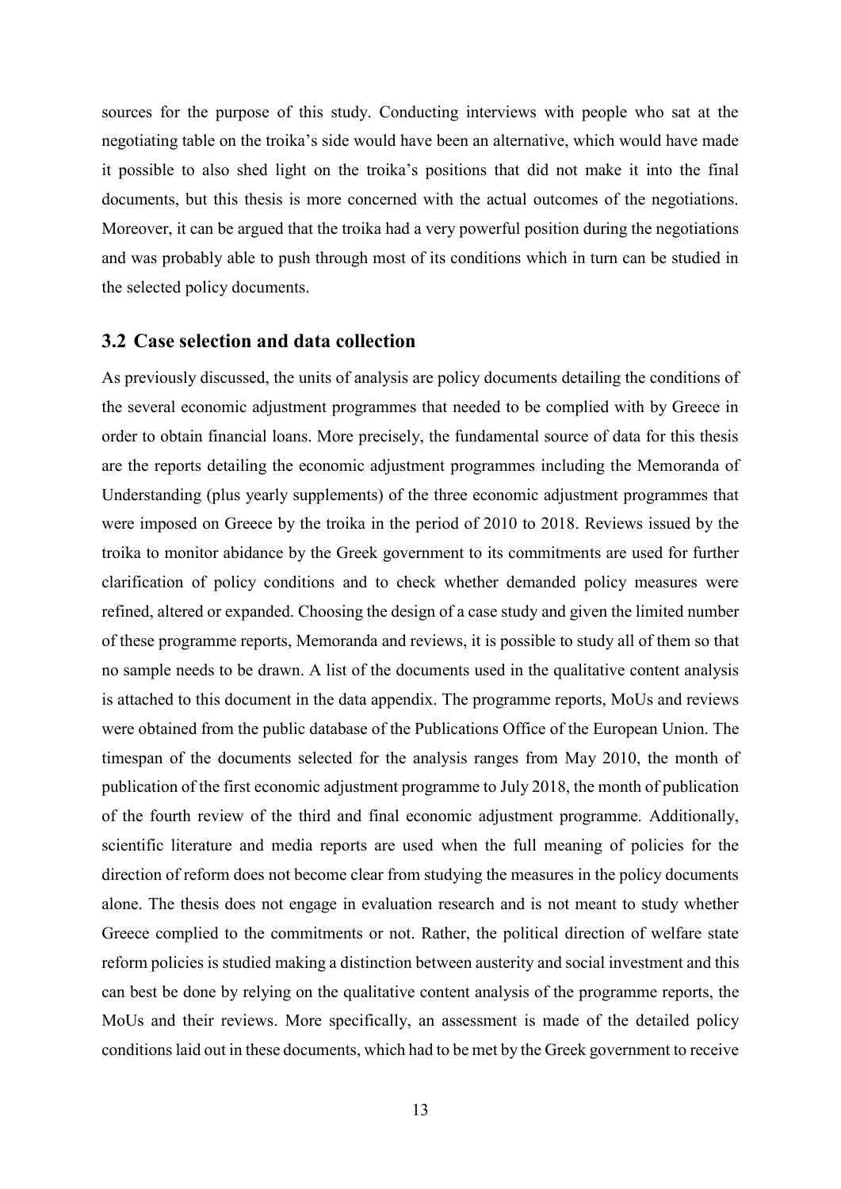sources for the purpose of this study. Conducting interviews with people who sat at the negotiating table on the troika's side would have been an alternative, which would have made it possible to also shed light on the troika's positions that did not make it into the final documents, but this thesis is more concerned with the actual outcomes of the negotiations. Moreover, it can be argued that the troika had a very powerful position during the negotiations and was probably able to push through most of its conditions which in turn can be studied in the selected policy documents.

## 3.2 Case selection and data collection

As previously discussed, the units of analysis are policy documents detailing the conditions of the several economic adjustment programmes that needed to be complied with by Greece in order to obtain financial loans. More precisely, the fundamental source of data for this thesis are the reports detailing the economic adjustment programmes including the Memoranda of Understanding (plus yearly supplements) of the three economic adjustment programmes that were imposed on Greece by the troika in the period of 2010 to 2018. Reviews issued by the troika to monitor abidance by the Greek government to its commitments are used for further clarification of policy conditions and to check whether demanded policy measures were refined, altered or expanded. Choosing the design of a case study and given the limited number of these programme reports, Memoranda and reviews, it is possible to study all of them so that no sample needs to be drawn. A list of the documents used in the qualitative content analysis is attached to this document in the data appendix. The programme reports, MoUs and reviews were obtained from the public database of the Publications Office of the European Union. The timespan of the documents selected for the analysis ranges from May 2010, the month of publication of the first economic adjustment programme to July 2018, the month of publication of the fourth review of the third and final economic adjustment programme. Additionally, scientific literature and media reports are used when the full meaning of policies for the direction of reform does not become clear from studying the measures in the policy documents alone. The thesis does not engage in evaluation research and is not meant to study whether Greece complied to the commitments or not. Rather, the political direction of welfare state reform policies is studied making a distinction between austerity and social investment and this can best be done by relying on the qualitative content analysis of the programme reports, the MoUs and their reviews. More specifically, an assessment is made of the detailed policy conditions laid out in these documents, which had to be met by the Greek government to receive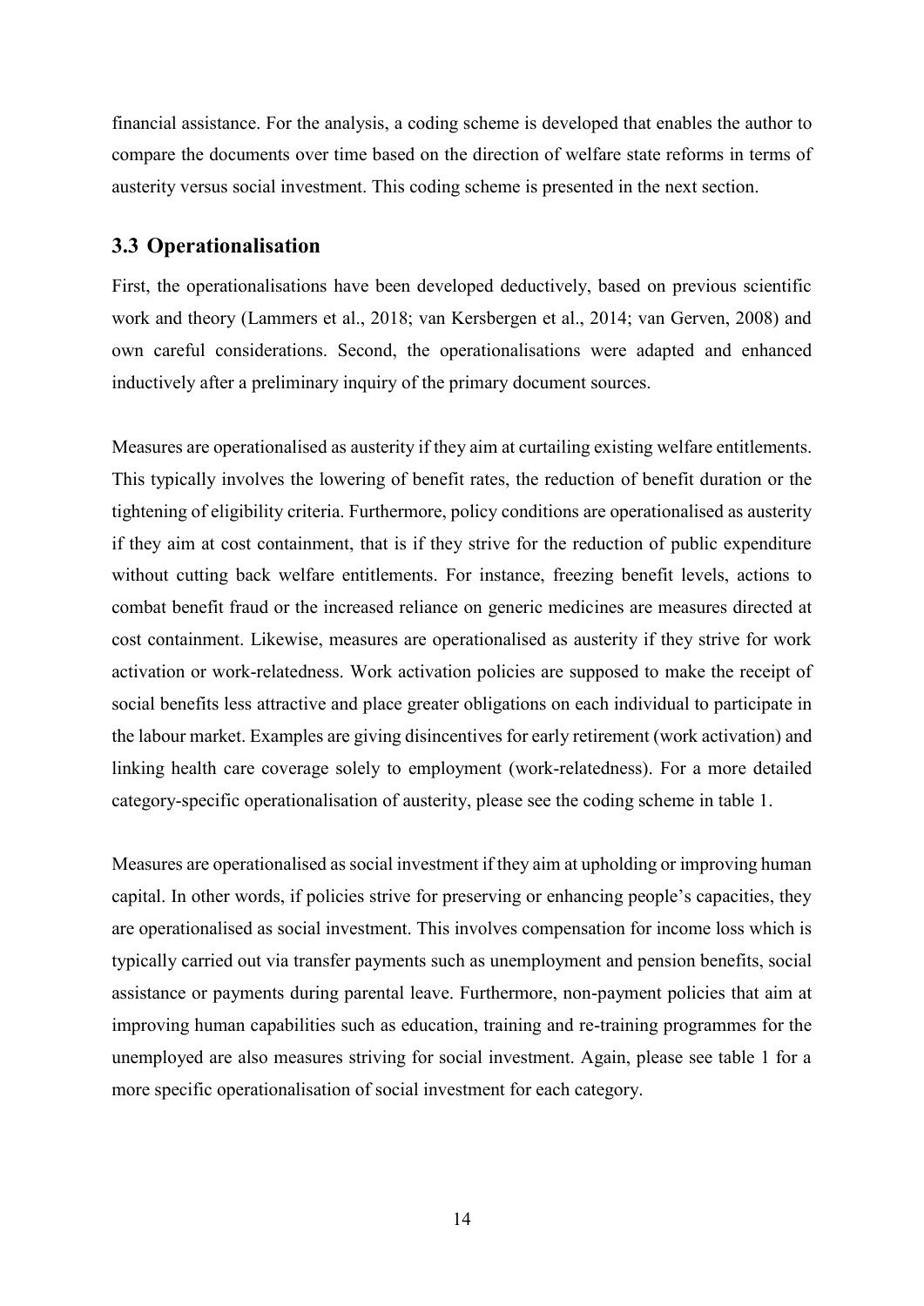financial assistance. For the analysis, a coding scheme is developed that enables the author to compare the documents over time based on the direction of welfare state reforms in terms of austerity versus social investment. This coding scheme is presented in the next section.

### 3.3 Operationalisation

First, the operationalisations have been developed deductively, based on previous scientific work and theory (Lammers et al., 2018; van Kersbergen et al., 2014; van Gerven, 2008) and own careful considerations. Second, the operationalisations were adapted and enhanced inductively after a preliminary inquiry of the primary document sources.

Measures are operationalised as austerity if they aim at curtailing existing welfare entitlements. This typically involves the lowering of benefit rates, the reduction of benefit duration or the tightening of eligibility criteria. Furthermore, policy conditions are operationalised as austerity if they aim at cost containment, that is if they strive for the reduction of public expenditure without cutting back welfare entitlements. For instance, freezing benefit levels, actions to combat benefit fraud or the increased reliance on generic medicines are measures directed at cost containment. Likewise, measures are operationalised as austerity if they strive for work activation or work-relatedness. Work activation policies are supposed to make the receipt of social benefits less attractive and place greater obligations on each individual to participate in the labour market. Examples are giving disincentives for early retirement (work activation) and linking health care coverage solely to employment (work-relatedness). For a more detailed category-specific operationalisation of austerity, please see the coding scheme in table 1.

Measures are operationalised as social investment if they aim at upholding or improving human capital. In other words, if policies strive for preserving or enhancing people's capacities, they are operationalised as social investment. This involves compensation for income loss which is typically carried out via transfer payments such as unemployment and pension benefits, social assistance or payments during parental leave. Furthermore, non-payment policies that aim at improving human capabilities such as education, training and re-training programmes for the unemployed are also measures striving for social investment. Again, please see table 1 for a more specific operationalisation of social investment for each category.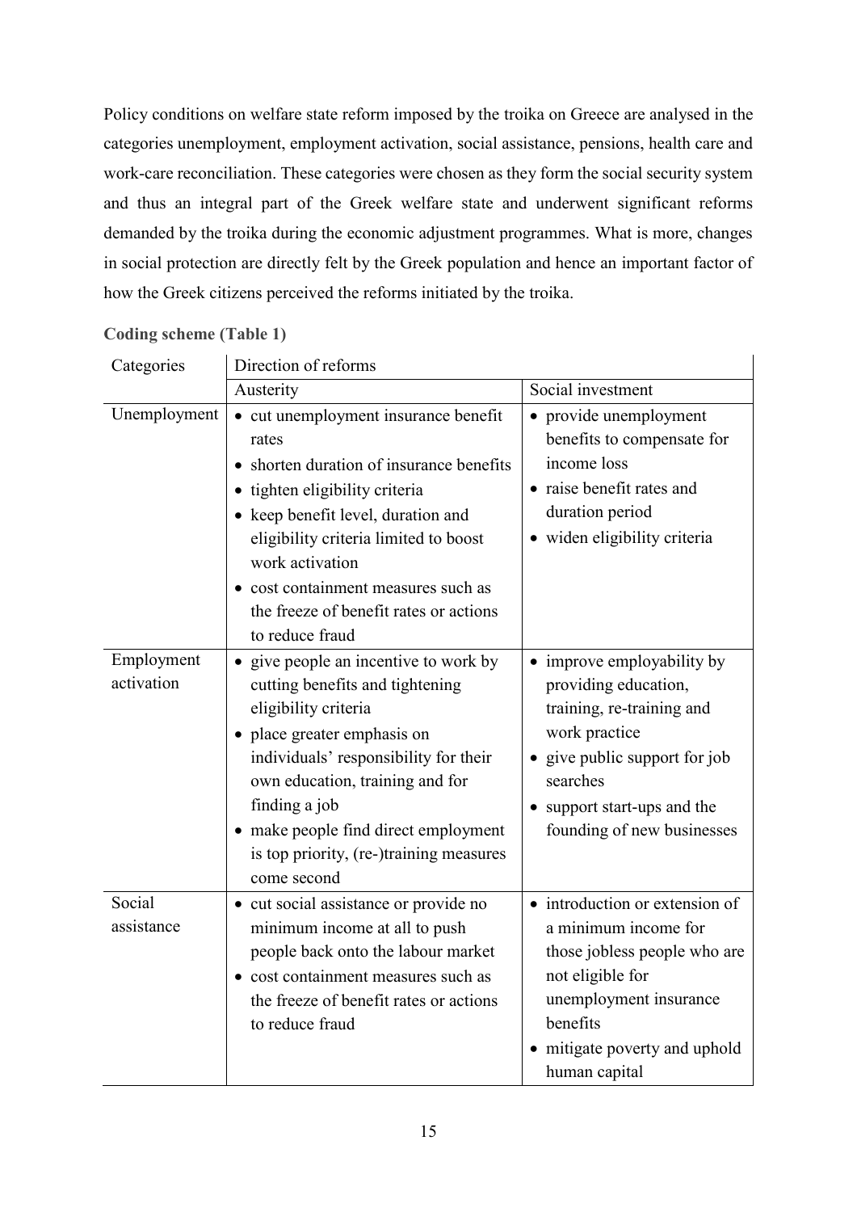Policy conditions on welfare state reform imposed by the troika on Greece are analysed in the categories unemployment, employment activation, social assistance, pensions, health care and work-care reconciliation. These categories were chosen as they form the social security system and thus an integral part of the Greek welfare state and underwent significant reforms demanded by the troika during the economic adjustment programmes. What is more, changes in social protection are directly felt by the Greek population and hence an important factor of how the Greek citizens perceived the reforms initiated by the troika.

**Coding scheme (Table 1)**

| Categories | Direction of reforms | |
|---|---|---|
| | Austerity | Social investment |
| Unemployment | • cut unemployment insurance benefit rates<br>• shorten duration of insurance benefits<br>• tighten eligibility criteria<br>• keep benefit level, duration and eligibility criteria limited to boost work activation<br>• cost containment measures such as the freeze of benefit rates or actions to reduce fraud | • provide unemployment benefits to compensate for income loss<br>• raise benefit rates and duration period<br>• widen eligibility criteria |
| Employment activation | • give people an incentive to work by cutting benefits and tightening eligibility criteria<br>• place greater emphasis on individuals' responsibility for their own education, training and for finding a job<br>• make people find direct employment is top priority, (re-)training measures come second | • improve employability by providing education, training, re-training and work practice<br>• give public support for job searches<br>• support start-ups and the founding of new businesses |
| Social assistance | • cut social assistance or provide no minimum income at all to push people back onto the labour market<br>• cost containment measures such as the freeze of benefit rates or actions to reduce fraud | • introduction or extension of a minimum income for those jobless people who are not eligible for unemployment insurance benefits<br>• mitigate poverty and uphold human capital |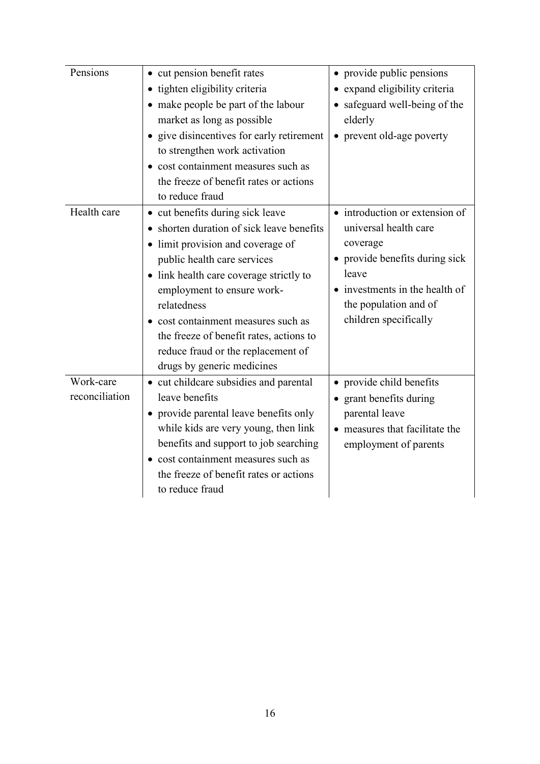| | | |
|---|---|---|
| Pensions | • cut pension benefit rates<br>• tighten eligibility criteria<br>• make people be part of the labour market as long as possible<br>• give disincentives for early retirement to strengthen work activation<br>• cost containment measures such as the freeze of benefit rates or actions to reduce fraud | • provide public pensions<br>• expand eligibility criteria<br>• safeguard well-being of the elderly<br>• prevent old-age poverty |
| Health care | • cut benefits during sick leave<br>• shorten duration of sick leave benefits<br>• limit provision and coverage of public health care services<br>• link health care coverage strictly to employment to ensure work-relatedness<br>• cost containment measures such as the freeze of benefit rates, actions to reduce fraud or the replacement of drugs by generic medicines | • introduction or extension of universal health care coverage<br>• provide benefits during sick leave<br>• investments in the health of the population and of children specifically |
| Work-care reconciliation | • cut childcare subsidies and parental leave benefits<br>• provide parental leave benefits only while kids are very young, then link benefits and support to job searching<br>• cost containment measures such as the freeze of benefit rates or actions to reduce fraud | • provide child benefits<br>• grant benefits during parental leave<br>• measures that facilitate the employment of parents |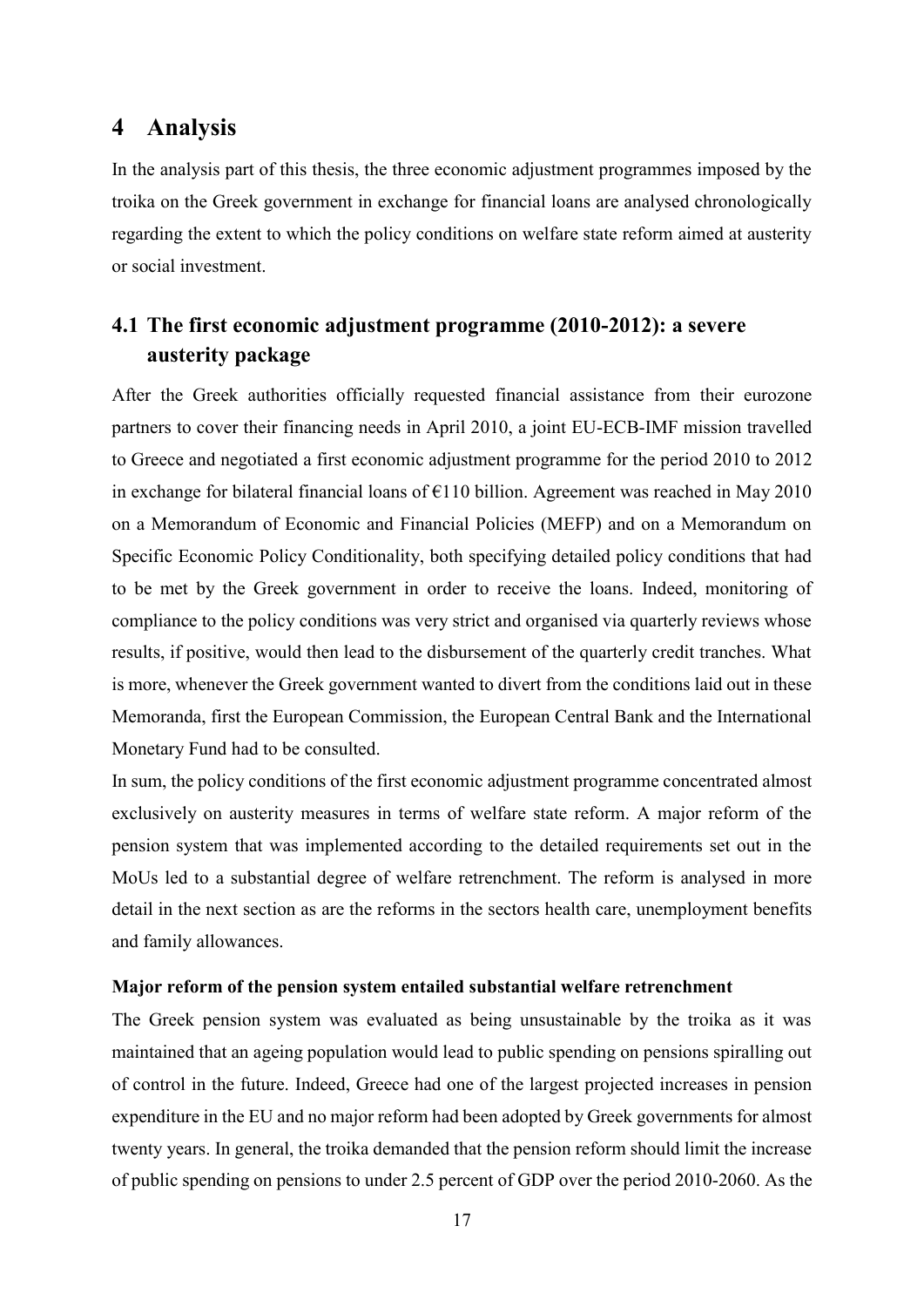# 4 Analysis

In the analysis part of this thesis, the three economic adjustment programmes imposed by the troika on the Greek government in exchange for financial loans are analysed chronologically regarding the extent to which the policy conditions on welfare state reform aimed at austerity or social investment.

## 4.1 The first economic adjustment programme (2010-2012): a severe austerity package

After the Greek authorities officially requested financial assistance from their eurozone partners to cover their financing needs in April 2010, a joint EU-ECB-IMF mission travelled to Greece and negotiated a first economic adjustment programme for the period 2010 to 2012 in exchange for bilateral financial loans of €110 billion. Agreement was reached in May 2010 on a Memorandum of Economic and Financial Policies (MEFP) and on a Memorandum on Specific Economic Policy Conditionality, both specifying detailed policy conditions that had to be met by the Greek government in order to receive the loans. Indeed, monitoring of compliance to the policy conditions was very strict and organised via quarterly reviews whose results, if positive, would then lead to the disbursement of the quarterly credit tranches. What is more, whenever the Greek government wanted to divert from the conditions laid out in these Memoranda, first the European Commission, the European Central Bank and the International Monetary Fund had to be consulted.

In sum, the policy conditions of the first economic adjustment programme concentrated almost exclusively on austerity measures in terms of welfare state reform. A major reform of the pension system that was implemented according to the detailed requirements set out in the MoUs led to a substantial degree of welfare retrenchment. The reform is analysed in more detail in the next section as are the reforms in the sectors health care, unemployment benefits and family allowances.

**Major reform of the pension system entailed substantial welfare retrenchment**

The Greek pension system was evaluated as being unsustainable by the troika as it was maintained that an ageing population would lead to public spending on pensions spiralling out of control in the future. Indeed, Greece had one of the largest projected increases in pension expenditure in the EU and no major reform had been adopted by Greek governments for almost twenty years. In general, the troika demanded that the pension reform should limit the increase of public spending on pensions to under 2.5 percent of GDP over the period 2010-2060. As the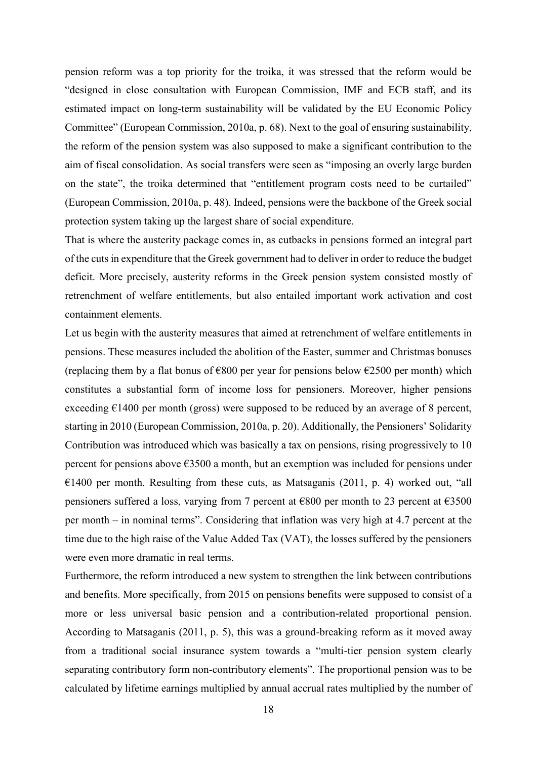pension reform was a top priority for the troika, it was stressed that the reform would be "designed in close consultation with European Commission, IMF and ECB staff, and its estimated impact on long-term sustainability will be validated by the EU Economic Policy Committee" (European Commission, 2010a, p. 68). Next to the goal of ensuring sustainability, the reform of the pension system was also supposed to make a significant contribution to the aim of fiscal consolidation. As social transfers were seen as "imposing an overly large burden on the state", the troika determined that "entitlement program costs need to be curtailed" (European Commission, 2010a, p. 48). Indeed, pensions were the backbone of the Greek social protection system taking up the largest share of social expenditure.

That is where the austerity package comes in, as cutbacks in pensions formed an integral part of the cuts in expenditure that the Greek government had to deliver in order to reduce the budget deficit. More precisely, austerity reforms in the Greek pension system consisted mostly of retrenchment of welfare entitlements, but also entailed important work activation and cost containment elements.

Let us begin with the austerity measures that aimed at retrenchment of welfare entitlements in pensions. These measures included the abolition of the Easter, summer and Christmas bonuses (replacing them by a flat bonus of €800 per year for pensions below €2500 per month) which constitutes a substantial form of income loss for pensioners. Moreover, higher pensions exceeding €1400 per month (gross) were supposed to be reduced by an average of 8 percent, starting in 2010 (European Commission, 2010a, p. 20). Additionally, the Pensioners' Solidarity Contribution was introduced which was basically a tax on pensions, rising progressively to 10 percent for pensions above €3500 a month, but an exemption was included for pensions under €1400 per month. Resulting from these cuts, as Matsaganis (2011, p. 4) worked out, "all pensioners suffered a loss, varying from 7 percent at €800 per month to 23 percent at €3500 per month – in nominal terms". Considering that inflation was very high at 4.7 percent at the time due to the high raise of the Value Added Tax (VAT), the losses suffered by the pensioners were even more dramatic in real terms.

Furthermore, the reform introduced a new system to strengthen the link between contributions and benefits. More specifically, from 2015 on pensions benefits were supposed to consist of a more or less universal basic pension and a contribution-related proportional pension. According to Matsaganis (2011, p. 5), this was a ground-breaking reform as it moved away from a traditional social insurance system towards a "multi-tier pension system clearly separating contributory form non-contributory elements". The proportional pension was to be calculated by lifetime earnings multiplied by annual accrual rates multiplied by the number of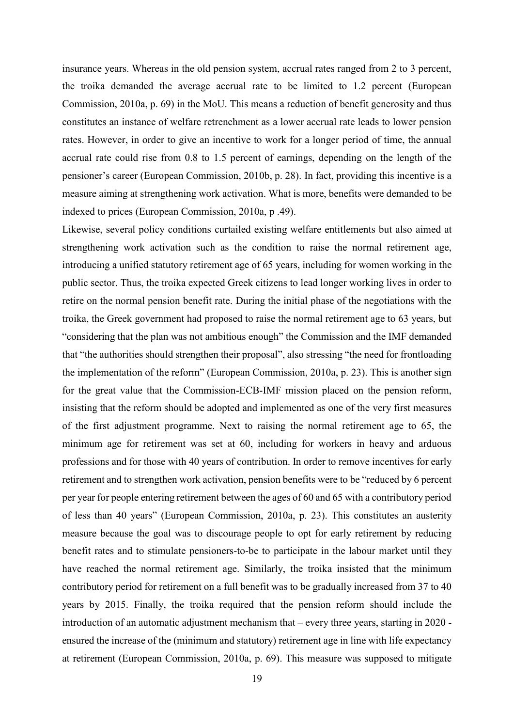insurance years. Whereas in the old pension system, accrual rates ranged from 2 to 3 percent, the troika demanded the average accrual rate to be limited to 1.2 percent (European Commission, 2010a, p. 69) in the MoU. This means a reduction of benefit generosity and thus constitutes an instance of welfare retrenchment as a lower accrual rate leads to lower pension rates. However, in order to give an incentive to work for a longer period of time, the annual accrual rate could rise from 0.8 to 1.5 percent of earnings, depending on the length of the pensioner's career (European Commission, 2010b, p. 28). In fact, providing this incentive is a measure aiming at strengthening work activation. What is more, benefits were demanded to be indexed to prices (European Commission, 2010a, p .49).

Likewise, several policy conditions curtailed existing welfare entitlements but also aimed at strengthening work activation such as the condition to raise the normal retirement age, introducing a unified statutory retirement age of 65 years, including for women working in the public sector. Thus, the troika expected Greek citizens to lead longer working lives in order to retire on the normal pension benefit rate. During the initial phase of the negotiations with the troika, the Greek government had proposed to raise the normal retirement age to 63 years, but "considering that the plan was not ambitious enough" the Commission and the IMF demanded that "the authorities should strengthen their proposal", also stressing "the need for frontloading the implementation of the reform" (European Commission, 2010a, p. 23). This is another sign for the great value that the Commission-ECB-IMF mission placed on the pension reform, insisting that the reform should be adopted and implemented as one of the very first measures of the first adjustment programme. Next to raising the normal retirement age to 65, the minimum age for retirement was set at 60, including for workers in heavy and arduous professions and for those with 40 years of contribution. In order to remove incentives for early retirement and to strengthen work activation, pension benefits were to be "reduced by 6 percent per year for people entering retirement between the ages of 60 and 65 with a contributory period of less than 40 years" (European Commission, 2010a, p. 23). This constitutes an austerity measure because the goal was to discourage people to opt for early retirement by reducing benefit rates and to stimulate pensioners-to-be to participate in the labour market until they have reached the normal retirement age. Similarly, the troika insisted that the minimum contributory period for retirement on a full benefit was to be gradually increased from 37 to 40 years by 2015. Finally, the troika required that the pension reform should include the introduction of an automatic adjustment mechanism that – every three years, starting in 2020 - ensured the increase of the (minimum and statutory) retirement age in line with life expectancy at retirement (European Commission, 2010a, p. 69). This measure was supposed to mitigate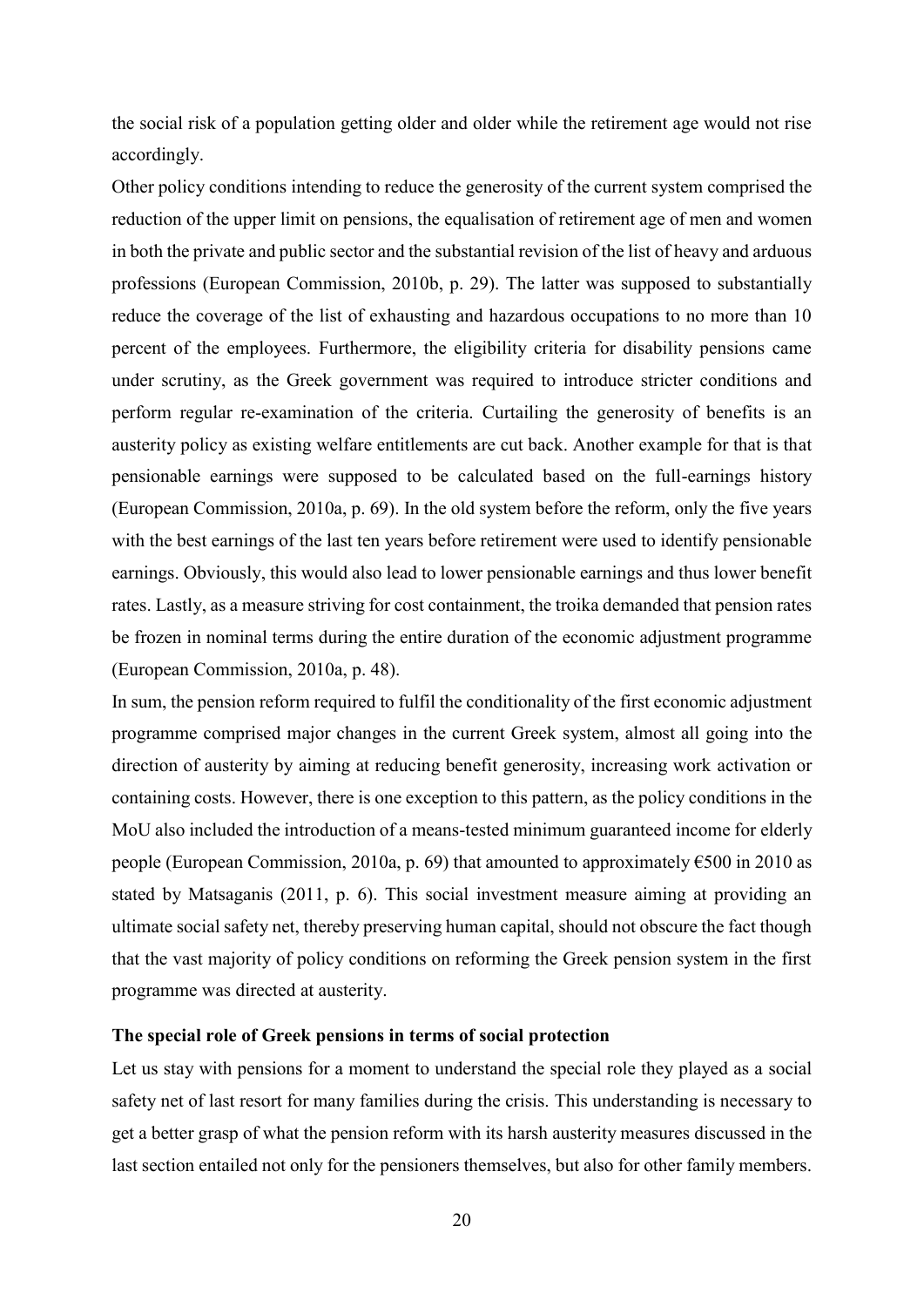the social risk of a population getting older and older while the retirement age would not rise accordingly.

Other policy conditions intending to reduce the generosity of the current system comprised the reduction of the upper limit on pensions, the equalisation of retirement age of men and women in both the private and public sector and the substantial revision of the list of heavy and arduous professions (European Commission, 2010b, p. 29). The latter was supposed to substantially reduce the coverage of the list of exhausting and hazardous occupations to no more than 10 percent of the employees. Furthermore, the eligibility criteria for disability pensions came under scrutiny, as the Greek government was required to introduce stricter conditions and perform regular re-examination of the criteria. Curtailing the generosity of benefits is an austerity policy as existing welfare entitlements are cut back. Another example for that is that pensionable earnings were supposed to be calculated based on the full-earnings history (European Commission, 2010a, p. 69). In the old system before the reform, only the five years with the best earnings of the last ten years before retirement were used to identify pensionable earnings. Obviously, this would also lead to lower pensionable earnings and thus lower benefit rates. Lastly, as a measure striving for cost containment, the troika demanded that pension rates be frozen in nominal terms during the entire duration of the economic adjustment programme (European Commission, 2010a, p. 48).

In sum, the pension reform required to fulfil the conditionality of the first economic adjustment programme comprised major changes in the current Greek system, almost all going into the direction of austerity by aiming at reducing benefit generosity, increasing work activation or containing costs. However, there is one exception to this pattern, as the policy conditions in the MoU also included the introduction of a means-tested minimum guaranteed income for elderly people (European Commission, 2010a, p. 69) that amounted to approximately €500 in 2010 as stated by Matsaganis (2011, p. 6). This social investment measure aiming at providing an ultimate social safety net, thereby preserving human capital, should not obscure the fact though that the vast majority of policy conditions on reforming the Greek pension system in the first programme was directed at austerity.

**The special role of Greek pensions in terms of social protection**

Let us stay with pensions for a moment to understand the special role they played as a social safety net of last resort for many families during the crisis. This understanding is necessary to get a better grasp of what the pension reform with its harsh austerity measures discussed in the last section entailed not only for the pensioners themselves, but also for other family members.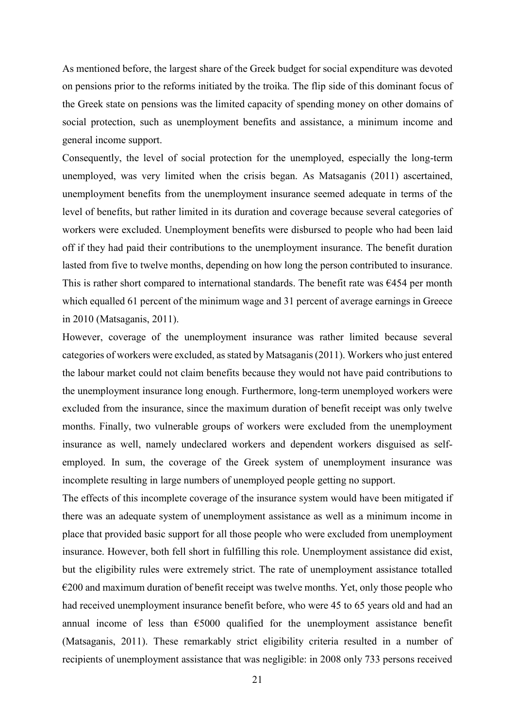As mentioned before, the largest share of the Greek budget for social expenditure was devoted on pensions prior to the reforms initiated by the troika. The flip side of this dominant focus of the Greek state on pensions was the limited capacity of spending money on other domains of social protection, such as unemployment benefits and assistance, a minimum income and general income support.

Consequently, the level of social protection for the unemployed, especially the long-term unemployed, was very limited when the crisis began. As Matsaganis (2011) ascertained, unemployment benefits from the unemployment insurance seemed adequate in terms of the level of benefits, but rather limited in its duration and coverage because several categories of workers were excluded. Unemployment benefits were disbursed to people who had been laid off if they had paid their contributions to the unemployment insurance. The benefit duration lasted from five to twelve months, depending on how long the person contributed to insurance. This is rather short compared to international standards. The benefit rate was €454 per month which equalled 61 percent of the minimum wage and 31 percent of average earnings in Greece in 2010 (Matsaganis, 2011).

However, coverage of the unemployment insurance was rather limited because several categories of workers were excluded, as stated by Matsaganis (2011). Workers who just entered the labour market could not claim benefits because they would not have paid contributions to the unemployment insurance long enough. Furthermore, long-term unemployed workers were excluded from the insurance, since the maximum duration of benefit receipt was only twelve months. Finally, two vulnerable groups of workers were excluded from the unemployment insurance as well, namely undeclared workers and dependent workers disguised as self-employed. In sum, the coverage of the Greek system of unemployment insurance was incomplete resulting in large numbers of unemployed people getting no support.

The effects of this incomplete coverage of the insurance system would have been mitigated if there was an adequate system of unemployment assistance as well as a minimum income in place that provided basic support for all those people who were excluded from unemployment insurance. However, both fell short in fulfilling this role. Unemployment assistance did exist, but the eligibility rules were extremely strict. The rate of unemployment assistance totalled €200 and maximum duration of benefit receipt was twelve months. Yet, only those people who had received unemployment insurance benefit before, who were 45 to 65 years old and had an annual income of less than €5000 qualified for the unemployment assistance benefit (Matsaganis, 2011). These remarkably strict eligibility criteria resulted in a number of recipients of unemployment assistance that was negligible: in 2008 only 733 persons received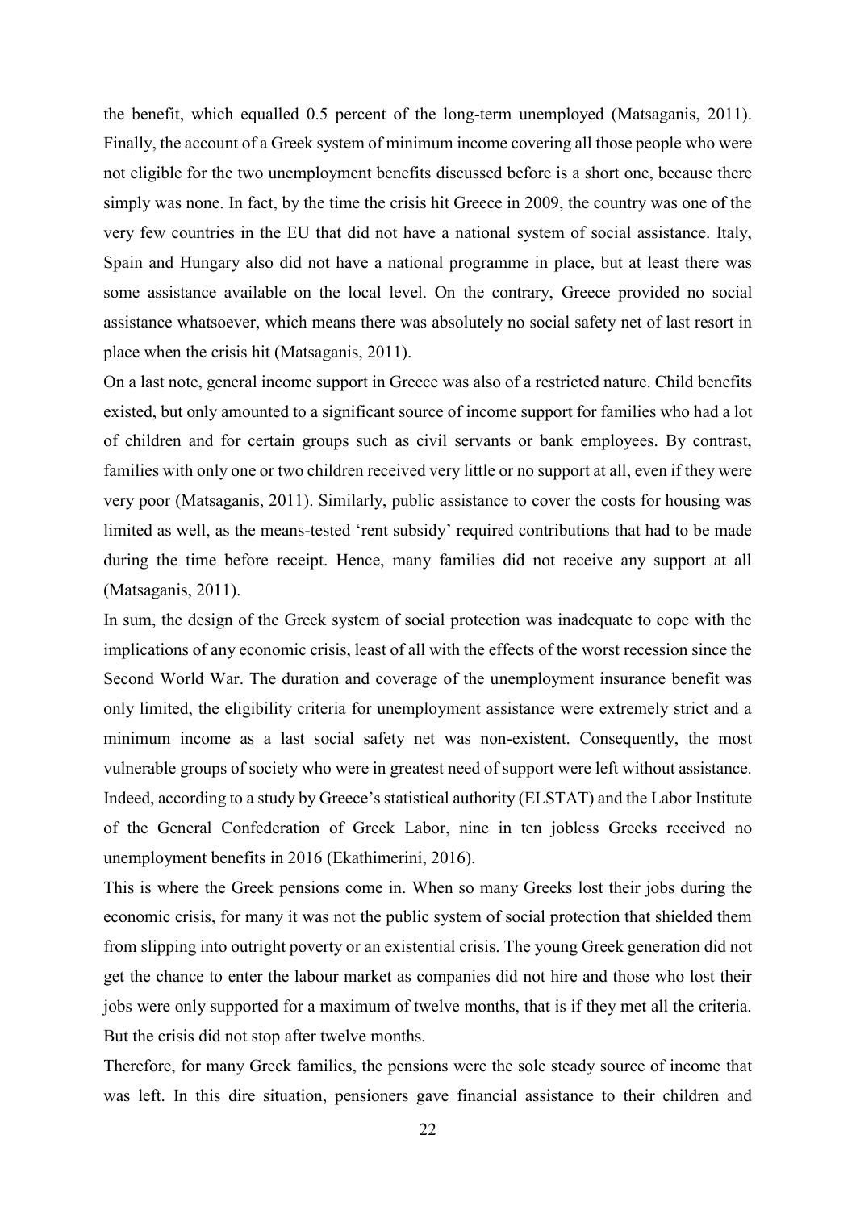the benefit, which equalled 0.5 percent of the long-term unemployed (Matsaganis, 2011). Finally, the account of a Greek system of minimum income covering all those people who were not eligible for the two unemployment benefits discussed before is a short one, because there simply was none. In fact, by the time the crisis hit Greece in 2009, the country was one of the very few countries in the EU that did not have a national system of social assistance. Italy, Spain and Hungary also did not have a national programme in place, but at least there was some assistance available on the local level. On the contrary, Greece provided no social assistance whatsoever, which means there was absolutely no social safety net of last resort in place when the crisis hit (Matsaganis, 2011).

On a last note, general income support in Greece was also of a restricted nature. Child benefits existed, but only amounted to a significant source of income support for families who had a lot of children and for certain groups such as civil servants or bank employees. By contrast, families with only one or two children received very little or no support at all, even if they were very poor (Matsaganis, 2011). Similarly, public assistance to cover the costs for housing was limited as well, as the means-tested 'rent subsidy' required contributions that had to be made during the time before receipt. Hence, many families did not receive any support at all (Matsaganis, 2011).

In sum, the design of the Greek system of social protection was inadequate to cope with the implications of any economic crisis, least of all with the effects of the worst recession since the Second World War. The duration and coverage of the unemployment insurance benefit was only limited, the eligibility criteria for unemployment assistance were extremely strict and a minimum income as a last social safety net was non-existent. Consequently, the most vulnerable groups of society who were in greatest need of support were left without assistance. Indeed, according to a study by Greece's statistical authority (ELSTAT) and the Labor Institute of the General Confederation of Greek Labor, nine in ten jobless Greeks received no unemployment benefits in 2016 (Ekathimerini, 2016).

This is where the Greek pensions come in. When so many Greeks lost their jobs during the economic crisis, for many it was not the public system of social protection that shielded them from slipping into outright poverty or an existential crisis. The young Greek generation did not get the chance to enter the labour market as companies did not hire and those who lost their jobs were only supported for a maximum of twelve months, that is if they met all the criteria. But the crisis did not stop after twelve months.

Therefore, for many Greek families, the pensions were the sole steady source of income that was left. In this dire situation, pensioners gave financial assistance to their children and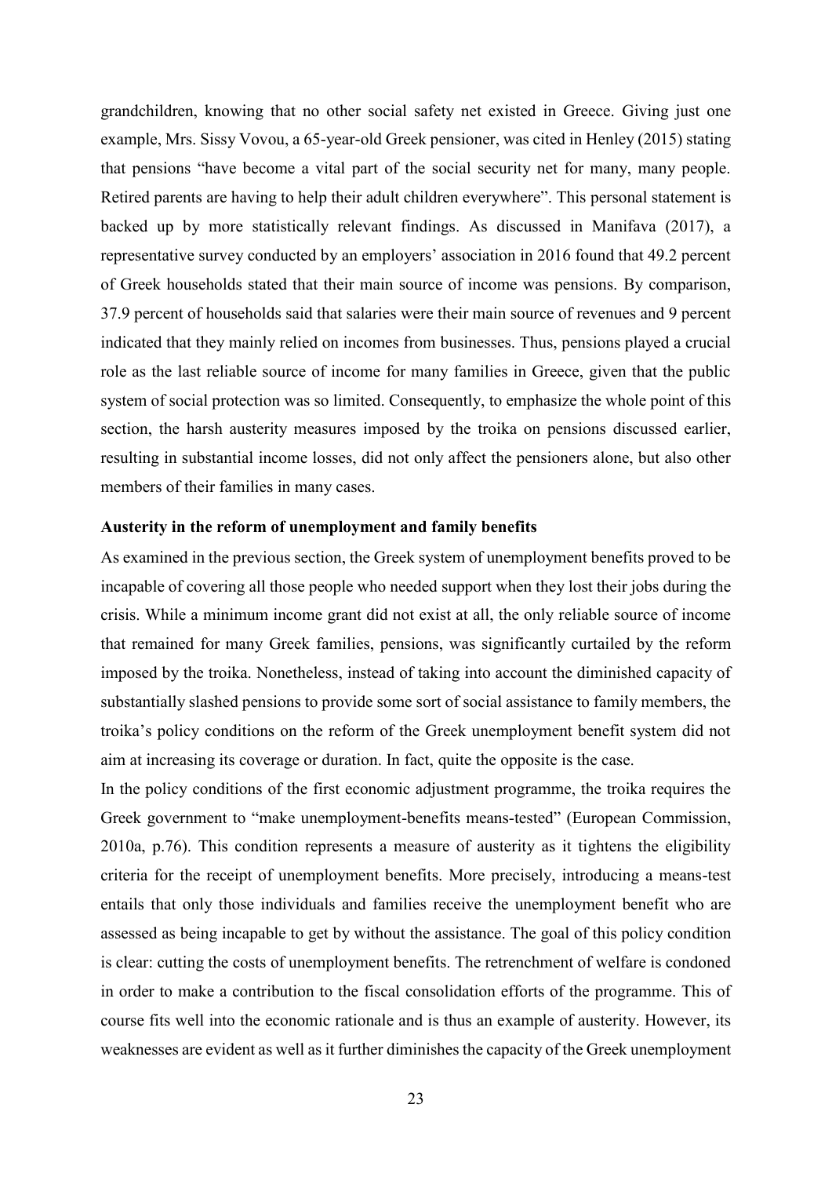grandchildren, knowing that no other social safety net existed in Greece. Giving just one example, Mrs. Sissy Vovou, a 65-year-old Greek pensioner, was cited in Henley (2015) stating that pensions "have become a vital part of the social security net for many, many people. Retired parents are having to help their adult children everywhere". This personal statement is backed up by more statistically relevant findings. As discussed in Manifava (2017), a representative survey conducted by an employers' association in 2016 found that 49.2 percent of Greek households stated that their main source of income was pensions. By comparison, 37.9 percent of households said that salaries were their main source of revenues and 9 percent indicated that they mainly relied on incomes from businesses. Thus, pensions played a crucial role as the last reliable source of income for many families in Greece, given that the public system of social protection was so limited. Consequently, to emphasize the whole point of this section, the harsh austerity measures imposed by the troika on pensions discussed earlier, resulting in substantial income losses, did not only affect the pensioners alone, but also other members of their families in many cases.

**Austerity in the reform of unemployment and family benefits**

As examined in the previous section, the Greek system of unemployment benefits proved to be incapable of covering all those people who needed support when they lost their jobs during the crisis. While a minimum income grant did not exist at all, the only reliable source of income that remained for many Greek families, pensions, was significantly curtailed by the reform imposed by the troika. Nonetheless, instead of taking into account the diminished capacity of substantially slashed pensions to provide some sort of social assistance to family members, the troika's policy conditions on the reform of the Greek unemployment benefit system did not aim at increasing its coverage or duration. In fact, quite the opposite is the case.

In the policy conditions of the first economic adjustment programme, the troika requires the Greek government to "make unemployment-benefits means-tested" (European Commission, 2010a, p.76). This condition represents a measure of austerity as it tightens the eligibility criteria for the receipt of unemployment benefits. More precisely, introducing a means-test entails that only those individuals and families receive the unemployment benefit who are assessed as being incapable to get by without the assistance. The goal of this policy condition is clear: cutting the costs of unemployment benefits. The retrenchment of welfare is condoned in order to make a contribution to the fiscal consolidation efforts of the programme. This of course fits well into the economic rationale and is thus an example of austerity. However, its weaknesses are evident as well as it further diminishes the capacity of the Greek unemployment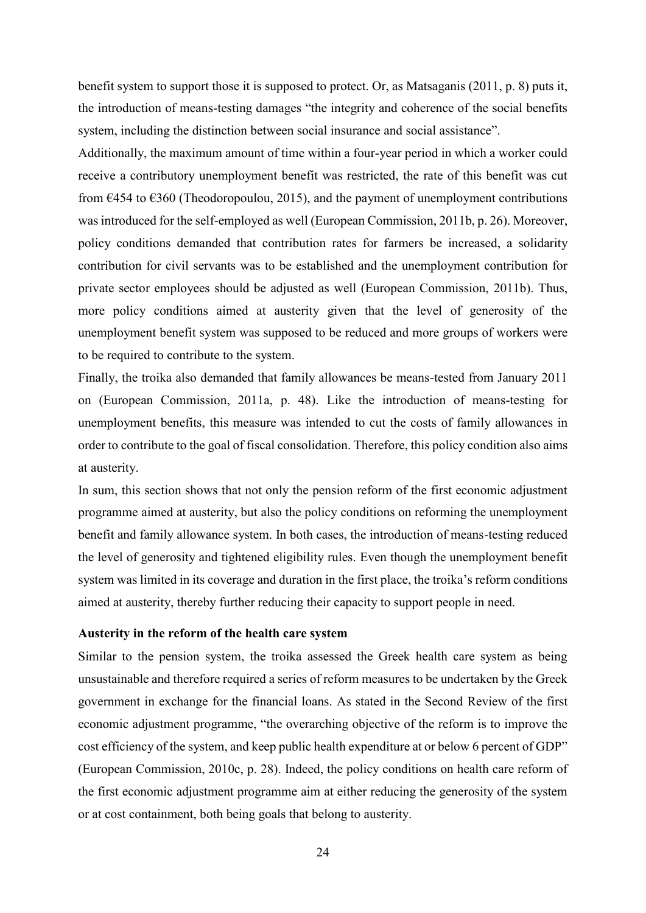benefit system to support those it is supposed to protect. Or, as Matsaganis (2011, p. 8) puts it, the introduction of means-testing damages "the integrity and coherence of the social benefits system, including the distinction between social insurance and social assistance".

Additionally, the maximum amount of time within a four-year period in which a worker could receive a contributory unemployment benefit was restricted, the rate of this benefit was cut from €454 to €360 (Theodoropoulou, 2015), and the payment of unemployment contributions was introduced for the self-employed as well (European Commission, 2011b, p. 26). Moreover, policy conditions demanded that contribution rates for farmers be increased, a solidarity contribution for civil servants was to be established and the unemployment contribution for private sector employees should be adjusted as well (European Commission, 2011b). Thus, more policy conditions aimed at austerity given that the level of generosity of the unemployment benefit system was supposed to be reduced and more groups of workers were to be required to contribute to the system.

Finally, the troika also demanded that family allowances be means-tested from January 2011 on (European Commission, 2011a, p. 48). Like the introduction of means-testing for unemployment benefits, this measure was intended to cut the costs of family allowances in order to contribute to the goal of fiscal consolidation. Therefore, this policy condition also aims at austerity.

In sum, this section shows that not only the pension reform of the first economic adjustment programme aimed at austerity, but also the policy conditions on reforming the unemployment benefit and family allowance system. In both cases, the introduction of means-testing reduced the level of generosity and tightened eligibility rules. Even though the unemployment benefit system was limited in its coverage and duration in the first place, the troika's reform conditions aimed at austerity, thereby further reducing their capacity to support people in need.

**Austerity in the reform of the health care system**

Similar to the pension system, the troika assessed the Greek health care system as being unsustainable and therefore required a series of reform measures to be undertaken by the Greek government in exchange for the financial loans. As stated in the Second Review of the first economic adjustment programme, "the overarching objective of the reform is to improve the cost efficiency of the system, and keep public health expenditure at or below 6 percent of GDP" (European Commission, 2010c, p. 28). Indeed, the policy conditions on health care reform of the first economic adjustment programme aim at either reducing the generosity of the system or at cost containment, both being goals that belong to austerity.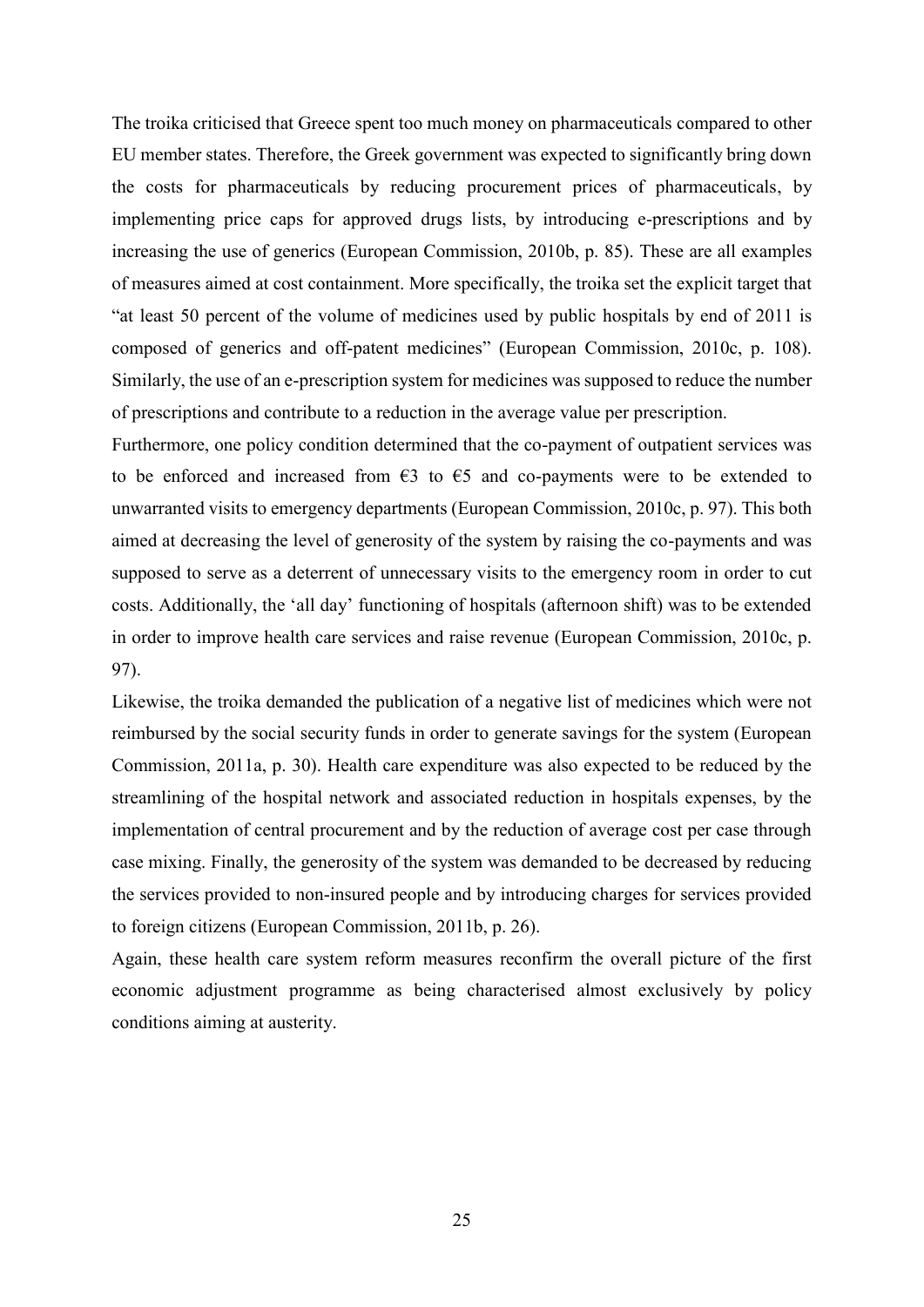The troika criticised that Greece spent too much money on pharmaceuticals compared to other EU member states. Therefore, the Greek government was expected to significantly bring down the costs for pharmaceuticals by reducing procurement prices of pharmaceuticals, by implementing price caps for approved drugs lists, by introducing e-prescriptions and by increasing the use of generics (European Commission, 2010b, p. 85). These are all examples of measures aimed at cost containment. More specifically, the troika set the explicit target that "at least 50 percent of the volume of medicines used by public hospitals by end of 2011 is composed of generics and off-patent medicines" (European Commission, 2010c, p. 108). Similarly, the use of an e-prescription system for medicines was supposed to reduce the number of prescriptions and contribute to a reduction in the average value per prescription.

Furthermore, one policy condition determined that the co-payment of outpatient services was to be enforced and increased from €3 to €5 and co-payments were to be extended to unwarranted visits to emergency departments (European Commission, 2010c, p. 97). This both aimed at decreasing the level of generosity of the system by raising the co-payments and was supposed to serve as a deterrent of unnecessary visits to the emergency room in order to cut costs. Additionally, the 'all day' functioning of hospitals (afternoon shift) was to be extended in order to improve health care services and raise revenue (European Commission, 2010c, p. 97).

Likewise, the troika demanded the publication of a negative list of medicines which were not reimbursed by the social security funds in order to generate savings for the system (European Commission, 2011a, p. 30). Health care expenditure was also expected to be reduced by the streamlining of the hospital network and associated reduction in hospitals expenses, by the implementation of central procurement and by the reduction of average cost per case through case mixing. Finally, the generosity of the system was demanded to be decreased by reducing the services provided to non-insured people and by introducing charges for services provided to foreign citizens (European Commission, 2011b, p. 26).

Again, these health care system reform measures reconfirm the overall picture of the first economic adjustment programme as being characterised almost exclusively by policy conditions aiming at austerity.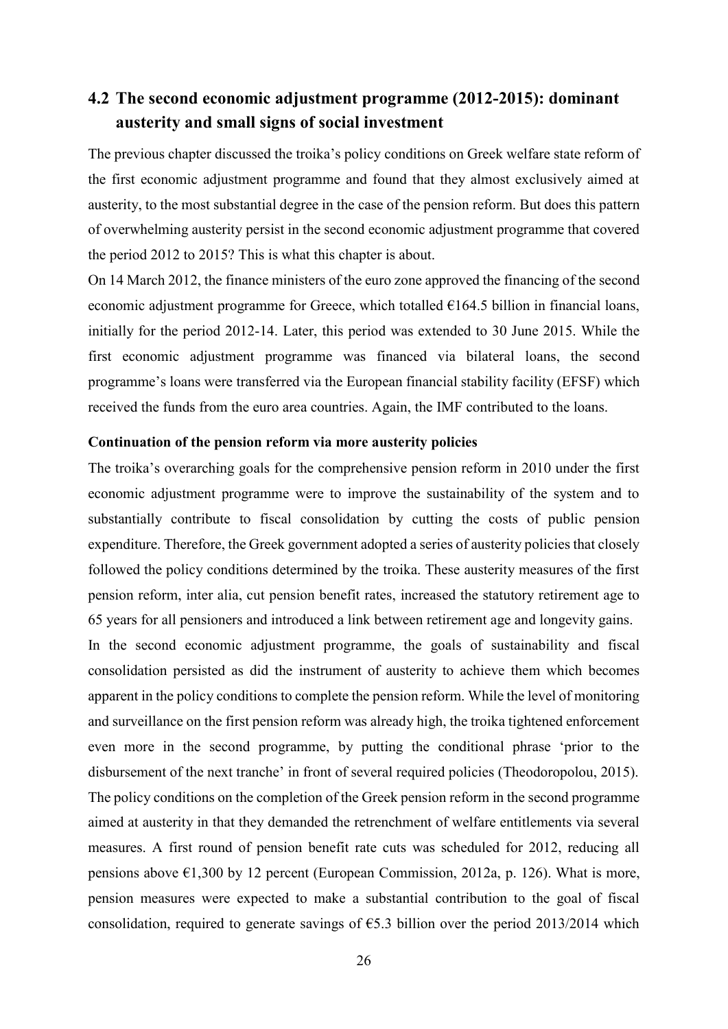## 4.2 The second economic adjustment programme (2012-2015): dominant austerity and small signs of social investment

The previous chapter discussed the troika's policy conditions on Greek welfare state reform of the first economic adjustment programme and found that they almost exclusively aimed at austerity, to the most substantial degree in the case of the pension reform. But does this pattern of overwhelming austerity persist in the second economic adjustment programme that covered the period 2012 to 2015? This is what this chapter is about.

On 14 March 2012, the finance ministers of the euro zone approved the financing of the second economic adjustment programme for Greece, which totalled €164.5 billion in financial loans, initially for the period 2012-14. Later, this period was extended to 30 June 2015. While the first economic adjustment programme was financed via bilateral loans, the second programme's loans were transferred via the European financial stability facility (EFSF) which received the funds from the euro area countries. Again, the IMF contributed to the loans.

**Continuation of the pension reform via more austerity policies**

The troika's overarching goals for the comprehensive pension reform in 2010 under the first economic adjustment programme were to improve the sustainability of the system and to substantially contribute to fiscal consolidation by cutting the costs of public pension expenditure. Therefore, the Greek government adopted a series of austerity policies that closely followed the policy conditions determined by the troika. These austerity measures of the first pension reform, inter alia, cut pension benefit rates, increased the statutory retirement age to 65 years for all pensioners and introduced a link between retirement age and longevity gains.

In the second economic adjustment programme, the goals of sustainability and fiscal consolidation persisted as did the instrument of austerity to achieve them which becomes apparent in the policy conditions to complete the pension reform. While the level of monitoring and surveillance on the first pension reform was already high, the troika tightened enforcement even more in the second programme, by putting the conditional phrase 'prior to the disbursement of the next tranche' in front of several required policies (Theodoropolou, 2015). The policy conditions on the completion of the Greek pension reform in the second programme aimed at austerity in that they demanded the retrenchment of welfare entitlements via several measures. A first round of pension benefit rate cuts was scheduled for 2012, reducing all pensions above €1,300 by 12 percent (European Commission, 2012a, p. 126). What is more, pension measures were expected to make a substantial contribution to the goal of fiscal consolidation, required to generate savings of €5.3 billion over the period 2013/2014 which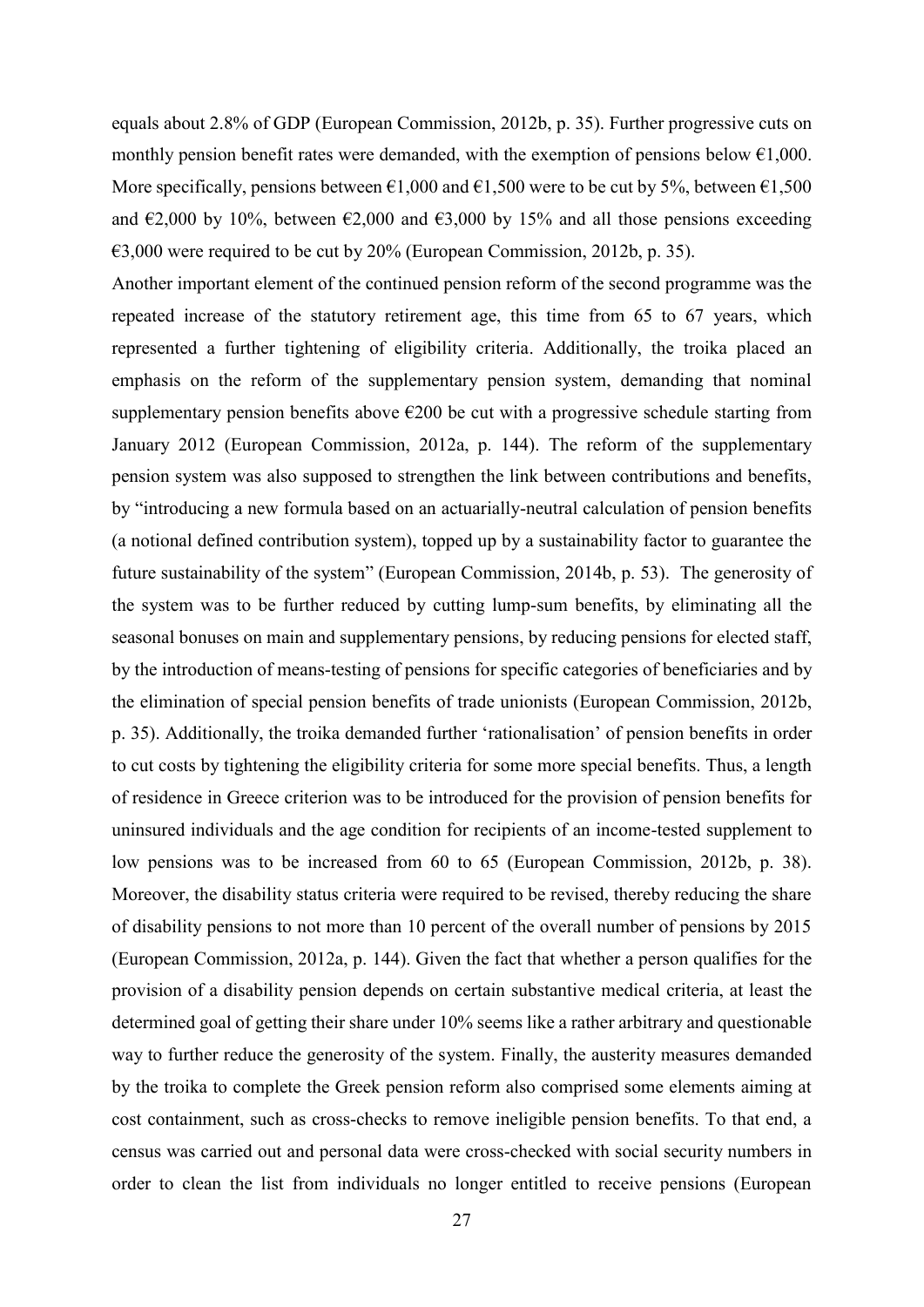equals about 2.8% of GDP (European Commission, 2012b, p. 35). Further progressive cuts on monthly pension benefit rates were demanded, with the exemption of pensions below €1,000. More specifically, pensions between €1,000 and €1,500 were to be cut by 5%, between €1,500 and €2,000 by 10%, between €2,000 and €3,000 by 15% and all those pensions exceeding €3,000 were required to be cut by 20% (European Commission, 2012b, p. 35).

Another important element of the continued pension reform of the second programme was the repeated increase of the statutory retirement age, this time from 65 to 67 years, which represented a further tightening of eligibility criteria. Additionally, the troika placed an emphasis on the reform of the supplementary pension system, demanding that nominal supplementary pension benefits above €200 be cut with a progressive schedule starting from January 2012 (European Commission, 2012a, p. 144). The reform of the supplementary pension system was also supposed to strengthen the link between contributions and benefits, by "introducing a new formula based on an actuarially-neutral calculation of pension benefits (a notional defined contribution system), topped up by a sustainability factor to guarantee the future sustainability of the system" (European Commission, 2014b, p. 53). The generosity of the system was to be further reduced by cutting lump-sum benefits, by eliminating all the seasonal bonuses on main and supplementary pensions, by reducing pensions for elected staff, by the introduction of means-testing of pensions for specific categories of beneficiaries and by the elimination of special pension benefits of trade unionists (European Commission, 2012b, p. 35). Additionally, the troika demanded further 'rationalisation' of pension benefits in order to cut costs by tightening the eligibility criteria for some more special benefits. Thus, a length of residence in Greece criterion was to be introduced for the provision of pension benefits for uninsured individuals and the age condition for recipients of an income-tested supplement to low pensions was to be increased from 60 to 65 (European Commission, 2012b, p. 38). Moreover, the disability status criteria were required to be revised, thereby reducing the share of disability pensions to not more than 10 percent of the overall number of pensions by 2015 (European Commission, 2012a, p. 144). Given the fact that whether a person qualifies for the provision of a disability pension depends on certain substantive medical criteria, at least the determined goal of getting their share under 10% seems like a rather arbitrary and questionable way to further reduce the generosity of the system. Finally, the austerity measures demanded by the troika to complete the Greek pension reform also comprised some elements aiming at cost containment, such as cross-checks to remove ineligible pension benefits. To that end, a census was carried out and personal data were cross-checked with social security numbers in order to clean the list from individuals no longer entitled to receive pensions (European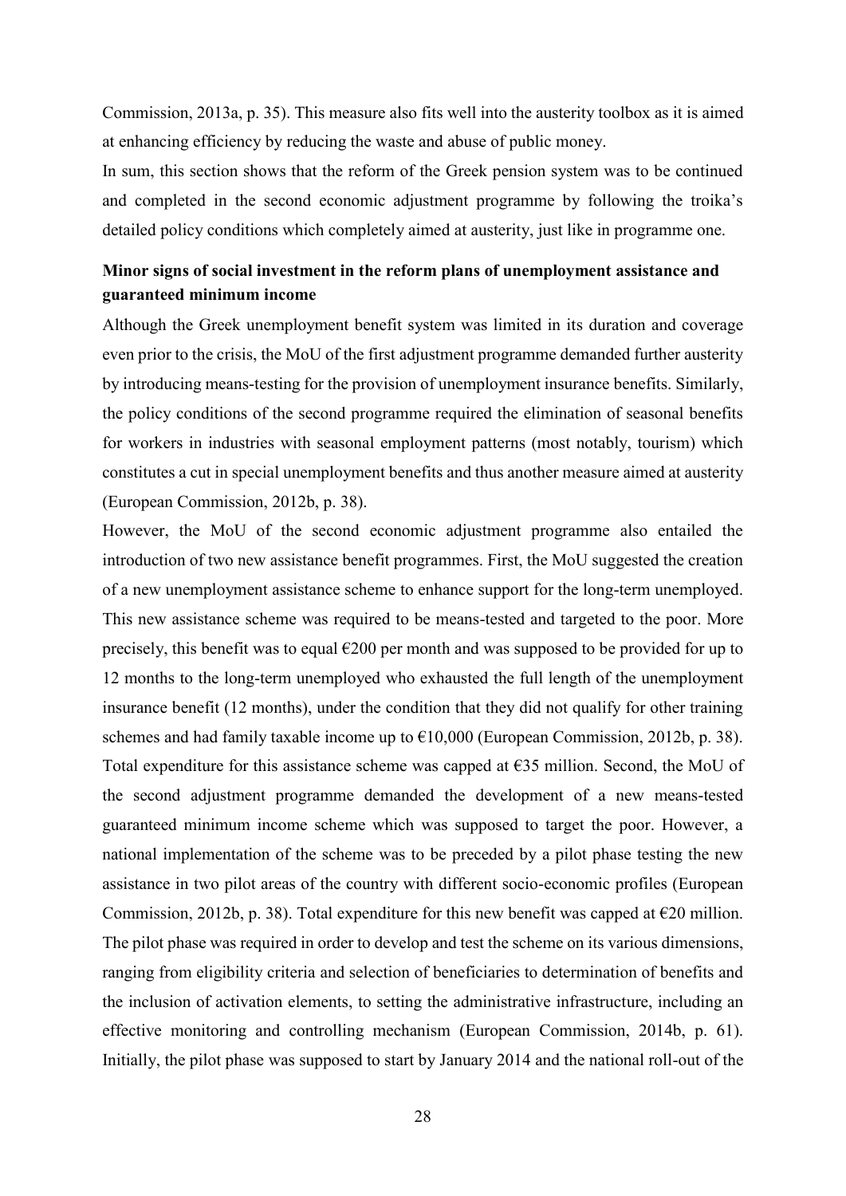Commission, 2013a, p. 35). This measure also fits well into the austerity toolbox as it is aimed at enhancing efficiency by reducing the waste and abuse of public money.

In sum, this section shows that the reform of the Greek pension system was to be continued and completed in the second economic adjustment programme by following the troika's detailed policy conditions which completely aimed at austerity, just like in programme one.

**Minor signs of social investment in the reform plans of unemployment assistance and guaranteed minimum income**

Although the Greek unemployment benefit system was limited in its duration and coverage even prior to the crisis, the MoU of the first adjustment programme demanded further austerity by introducing means-testing for the provision of unemployment insurance benefits. Similarly, the policy conditions of the second programme required the elimination of seasonal benefits for workers in industries with seasonal employment patterns (most notably, tourism) which constitutes a cut in special unemployment benefits and thus another measure aimed at austerity (European Commission, 2012b, p. 38).

However, the MoU of the second economic adjustment programme also entailed the introduction of two new assistance benefit programmes. First, the MoU suggested the creation of a new unemployment assistance scheme to enhance support for the long-term unemployed. This new assistance scheme was required to be means-tested and targeted to the poor. More precisely, this benefit was to equal €200 per month and was supposed to be provided for up to 12 months to the long-term unemployed who exhausted the full length of the unemployment insurance benefit (12 months), under the condition that they did not qualify for other training schemes and had family taxable income up to €10,000 (European Commission, 2012b, p. 38). Total expenditure for this assistance scheme was capped at €35 million. Second, the MoU of the second adjustment programme demanded the development of a new means-tested guaranteed minimum income scheme which was supposed to target the poor. However, a national implementation of the scheme was to be preceded by a pilot phase testing the new assistance in two pilot areas of the country with different socio-economic profiles (European Commission, 2012b, p. 38). Total expenditure for this new benefit was capped at €20 million. The pilot phase was required in order to develop and test the scheme on its various dimensions, ranging from eligibility criteria and selection of beneficiaries to determination of benefits and the inclusion of activation elements, to setting the administrative infrastructure, including an effective monitoring and controlling mechanism (European Commission, 2014b, p. 61). Initially, the pilot phase was supposed to start by January 2014 and the national roll-out of the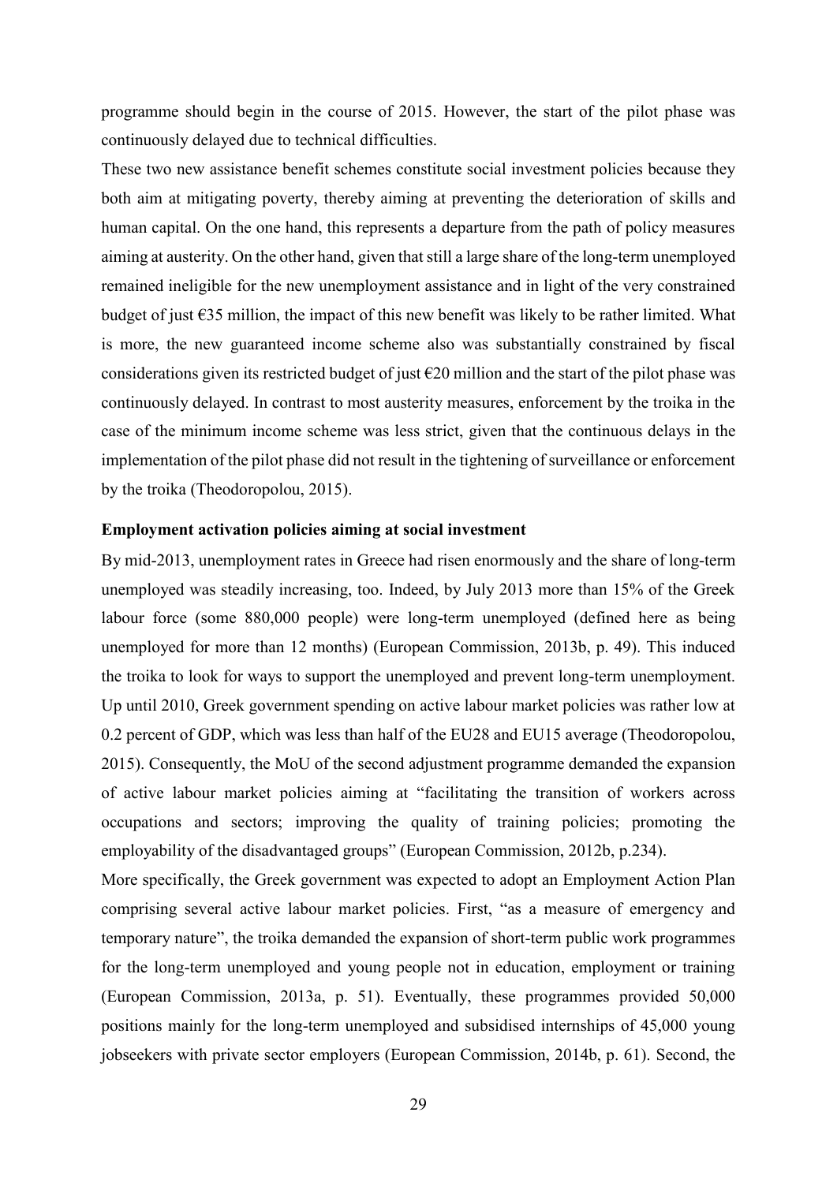programme should begin in the course of 2015. However, the start of the pilot phase was continuously delayed due to technical difficulties.

These two new assistance benefit schemes constitute social investment policies because they both aim at mitigating poverty, thereby aiming at preventing the deterioration of skills and human capital. On the one hand, this represents a departure from the path of policy measures aiming at austerity. On the other hand, given that still a large share of the long-term unemployed remained ineligible for the new unemployment assistance and in light of the very constrained budget of just €35 million, the impact of this new benefit was likely to be rather limited. What is more, the new guaranteed income scheme also was substantially constrained by fiscal considerations given its restricted budget of just €20 million and the start of the pilot phase was continuously delayed. In contrast to most austerity measures, enforcement by the troika in the case of the minimum income scheme was less strict, given that the continuous delays in the implementation of the pilot phase did not result in the tightening of surveillance or enforcement by the troika (Theodoropolou, 2015).

**Employment activation policies aiming at social investment**

By mid-2013, unemployment rates in Greece had risen enormously and the share of long-term unemployed was steadily increasing, too. Indeed, by July 2013 more than 15% of the Greek labour force (some 880,000 people) were long-term unemployed (defined here as being unemployed for more than 12 months) (European Commission, 2013b, p. 49). This induced the troika to look for ways to support the unemployed and prevent long-term unemployment. Up until 2010, Greek government spending on active labour market policies was rather low at 0.2 percent of GDP, which was less than half of the EU28 and EU15 average (Theodoropolou, 2015). Consequently, the MoU of the second adjustment programme demanded the expansion of active labour market policies aiming at "facilitating the transition of workers across occupations and sectors; improving the quality of training policies; promoting the employability of the disadvantaged groups" (European Commission, 2012b, p.234).

More specifically, the Greek government was expected to adopt an Employment Action Plan comprising several active labour market policies. First, "as a measure of emergency and temporary nature", the troika demanded the expansion of short-term public work programmes for the long-term unemployed and young people not in education, employment or training (European Commission, 2013a, p. 51). Eventually, these programmes provided 50,000 positions mainly for the long-term unemployed and subsidised internships of 45,000 young jobseekers with private sector employers (European Commission, 2014b, p. 61). Second, the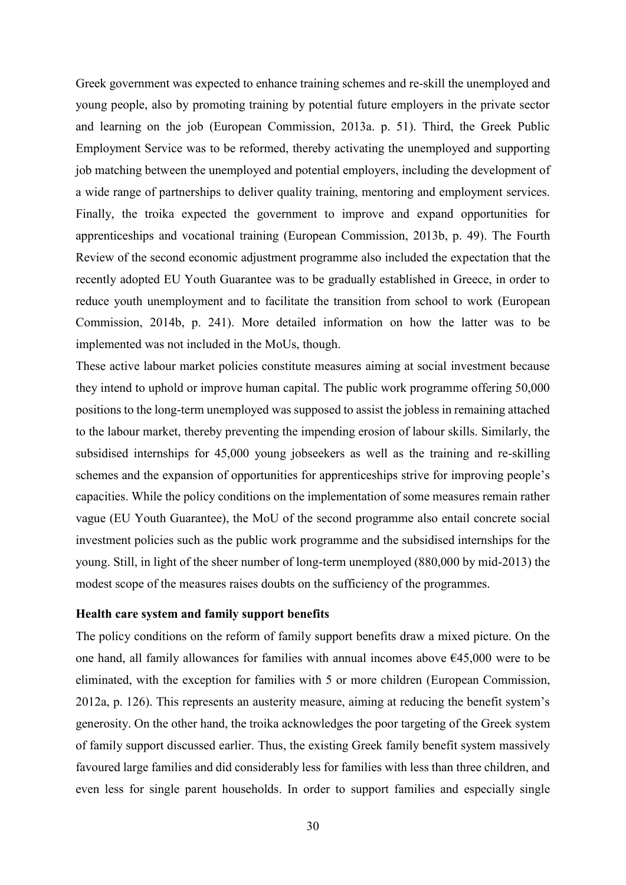Greek government was expected to enhance training schemes and re-skill the unemployed and young people, also by promoting training by potential future employers in the private sector and learning on the job (European Commission, 2013a. p. 51). Third, the Greek Public Employment Service was to be reformed, thereby activating the unemployed and supporting job matching between the unemployed and potential employers, including the development of a wide range of partnerships to deliver quality training, mentoring and employment services. Finally, the troika expected the government to improve and expand opportunities for apprenticeships and vocational training (European Commission, 2013b, p. 49). The Fourth Review of the second economic adjustment programme also included the expectation that the recently adopted EU Youth Guarantee was to be gradually established in Greece, in order to reduce youth unemployment and to facilitate the transition from school to work (European Commission, 2014b, p. 241). More detailed information on how the latter was to be implemented was not included in the MoUs, though.

These active labour market policies constitute measures aiming at social investment because they intend to uphold or improve human capital. The public work programme offering 50,000 positions to the long-term unemployed was supposed to assist the jobless in remaining attached to the labour market, thereby preventing the impending erosion of labour skills. Similarly, the subsidised internships for 45,000 young jobseekers as well as the training and re-skilling schemes and the expansion of opportunities for apprenticeships strive for improving people's capacities. While the policy conditions on the implementation of some measures remain rather vague (EU Youth Guarantee), the MoU of the second programme also entail concrete social investment policies such as the public work programme and the subsidised internships for the young. Still, in light of the sheer number of long-term unemployed (880,000 by mid-2013) the modest scope of the measures raises doubts on the sufficiency of the programmes.

**Health care system and family support benefits**

The policy conditions on the reform of family support benefits draw a mixed picture. On the one hand, all family allowances for families with annual incomes above €45,000 were to be eliminated, with the exception for families with 5 or more children (European Commission, 2012a, p. 126). This represents an austerity measure, aiming at reducing the benefit system's generosity. On the other hand, the troika acknowledges the poor targeting of the Greek system of family support discussed earlier. Thus, the existing Greek family benefit system massively favoured large families and did considerably less for families with less than three children, and even less for single parent households. In order to support families and especially single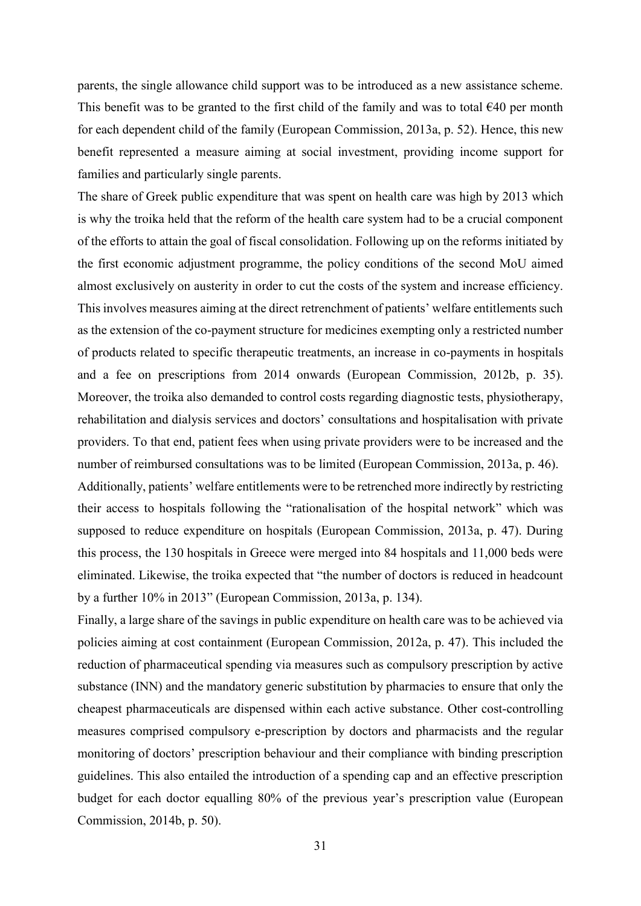parents, the single allowance child support was to be introduced as a new assistance scheme. This benefit was to be granted to the first child of the family and was to total €40 per month for each dependent child of the family (European Commission, 2013a, p. 52). Hence, this new benefit represented a measure aiming at social investment, providing income support for families and particularly single parents.

The share of Greek public expenditure that was spent on health care was high by 2013 which is why the troika held that the reform of the health care system had to be a crucial component of the efforts to attain the goal of fiscal consolidation. Following up on the reforms initiated by the first economic adjustment programme, the policy conditions of the second MoU aimed almost exclusively on austerity in order to cut the costs of the system and increase efficiency. This involves measures aiming at the direct retrenchment of patients' welfare entitlements such as the extension of the co-payment structure for medicines exempting only a restricted number of products related to specific therapeutic treatments, an increase in co-payments in hospitals and a fee on prescriptions from 2014 onwards (European Commission, 2012b, p. 35). Moreover, the troika also demanded to control costs regarding diagnostic tests, physiotherapy, rehabilitation and dialysis services and doctors' consultations and hospitalisation with private providers. To that end, patient fees when using private providers were to be increased and the number of reimbursed consultations was to be limited (European Commission, 2013a, p. 46).

Additionally, patients' welfare entitlements were to be retrenched more indirectly by restricting their access to hospitals following the "rationalisation of the hospital network" which was supposed to reduce expenditure on hospitals (European Commission, 2013a, p. 47). During this process, the 130 hospitals in Greece were merged into 84 hospitals and 11,000 beds were eliminated. Likewise, the troika expected that "the number of doctors is reduced in headcount by a further 10% in 2013" (European Commission, 2013a, p. 134).

Finally, a large share of the savings in public expenditure on health care was to be achieved via policies aiming at cost containment (European Commission, 2012a, p. 47). This included the reduction of pharmaceutical spending via measures such as compulsory prescription by active substance (INN) and the mandatory generic substitution by pharmacies to ensure that only the cheapest pharmaceuticals are dispensed within each active substance. Other cost-controlling measures comprised compulsory e-prescription by doctors and pharmacists and the regular monitoring of doctors' prescription behaviour and their compliance with binding prescription guidelines. This also entailed the introduction of a spending cap and an effective prescription budget for each doctor equalling 80% of the previous year's prescription value (European Commission, 2014b, p. 50).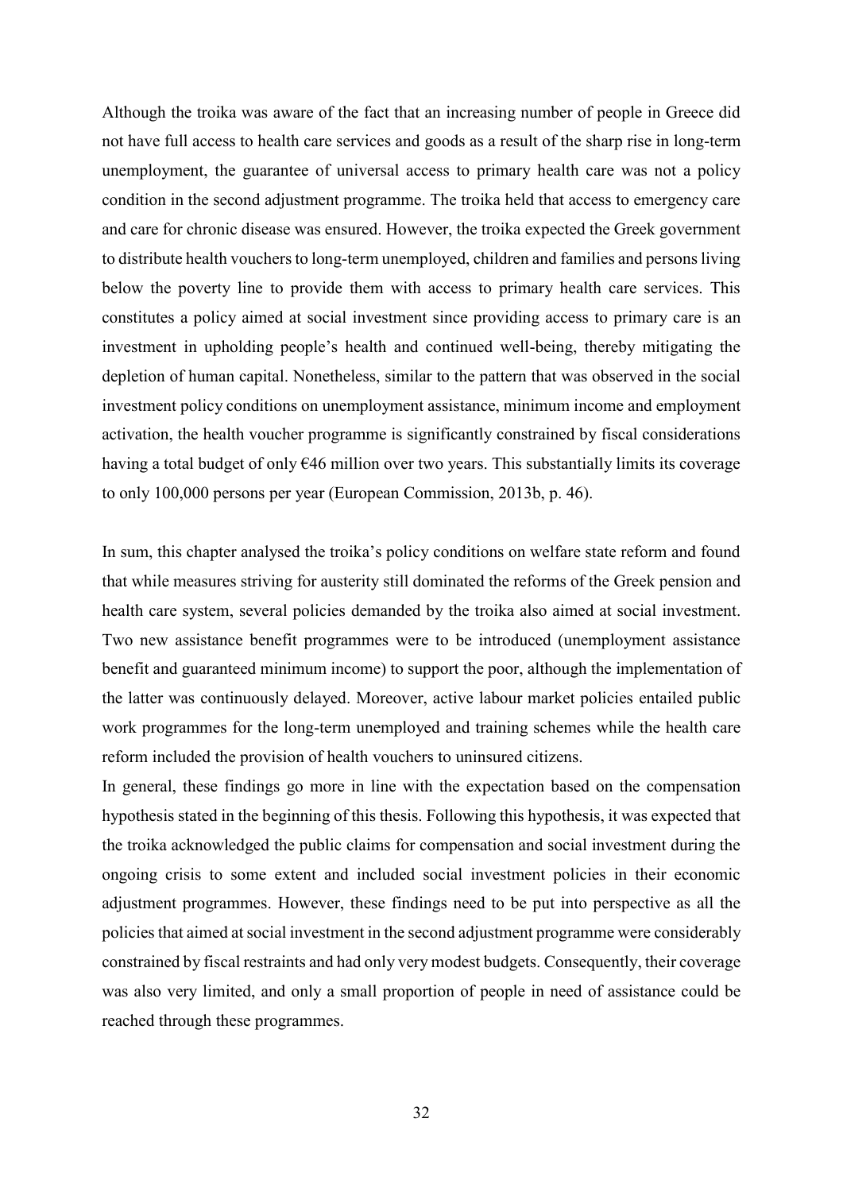Although the troika was aware of the fact that an increasing number of people in Greece did not have full access to health care services and goods as a result of the sharp rise in long-term unemployment, the guarantee of universal access to primary health care was not a policy condition in the second adjustment programme. The troika held that access to emergency care and care for chronic disease was ensured. However, the troika expected the Greek government to distribute health vouchers to long-term unemployed, children and families and persons living below the poverty line to provide them with access to primary health care services. This constitutes a policy aimed at social investment since providing access to primary care is an investment in upholding people's health and continued well-being, thereby mitigating the depletion of human capital. Nonetheless, similar to the pattern that was observed in the social investment policy conditions on unemployment assistance, minimum income and employment activation, the health voucher programme is significantly constrained by fiscal considerations having a total budget of only €46 million over two years. This substantially limits its coverage to only 100,000 persons per year (European Commission, 2013b, p. 46).

In sum, this chapter analysed the troika's policy conditions on welfare state reform and found that while measures striving for austerity still dominated the reforms of the Greek pension and health care system, several policies demanded by the troika also aimed at social investment. Two new assistance benefit programmes were to be introduced (unemployment assistance benefit and guaranteed minimum income) to support the poor, although the implementation of the latter was continuously delayed. Moreover, active labour market policies entailed public work programmes for the long-term unemployed and training schemes while the health care reform included the provision of health vouchers to uninsured citizens.

In general, these findings go more in line with the expectation based on the compensation hypothesis stated in the beginning of this thesis. Following this hypothesis, it was expected that the troika acknowledged the public claims for compensation and social investment during the ongoing crisis to some extent and included social investment policies in their economic adjustment programmes. However, these findings need to be put into perspective as all the policies that aimed at social investment in the second adjustment programme were considerably constrained by fiscal restraints and had only very modest budgets. Consequently, their coverage was also very limited, and only a small proportion of people in need of assistance could be reached through these programmes.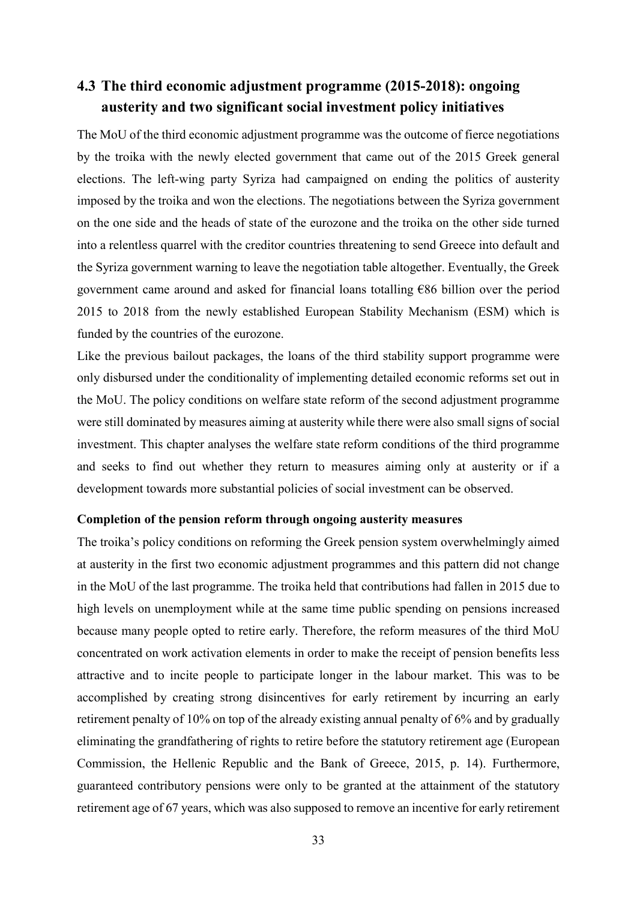## 4.3 The third economic adjustment programme (2015-2018): ongoing austerity and two significant social investment policy initiatives

The MoU of the third economic adjustment programme was the outcome of fierce negotiations by the troika with the newly elected government that came out of the 2015 Greek general elections. The left-wing party Syriza had campaigned on ending the politics of austerity imposed by the troika and won the elections. The negotiations between the Syriza government on the one side and the heads of state of the eurozone and the troika on the other side turned into a relentless quarrel with the creditor countries threatening to send Greece into default and the Syriza government warning to leave the negotiation table altogether. Eventually, the Greek government came around and asked for financial loans totalling €86 billion over the period 2015 to 2018 from the newly established European Stability Mechanism (ESM) which is funded by the countries of the eurozone.

Like the previous bailout packages, the loans of the third stability support programme were only disbursed under the conditionality of implementing detailed economic reforms set out in the MoU. The policy conditions on welfare state reform of the second adjustment programme were still dominated by measures aiming at austerity while there were also small signs of social investment. This chapter analyses the welfare state reform conditions of the third programme and seeks to find out whether they return to measures aiming only at austerity or if a development towards more substantial policies of social investment can be observed.

**Completion of the pension reform through ongoing austerity measures**

The troika's policy conditions on reforming the Greek pension system overwhelmingly aimed at austerity in the first two economic adjustment programmes and this pattern did not change in the MoU of the last programme. The troika held that contributions had fallen in 2015 due to high levels on unemployment while at the same time public spending on pensions increased because many people opted to retire early. Therefore, the reform measures of the third MoU concentrated on work activation elements in order to make the receipt of pension benefits less attractive and to incite people to participate longer in the labour market. This was to be accomplished by creating strong disincentives for early retirement by incurring an early retirement penalty of 10% on top of the already existing annual penalty of 6% and by gradually eliminating the grandfathering of rights to retire before the statutory retirement age (European Commission, the Hellenic Republic and the Bank of Greece, 2015, p. 14). Furthermore, guaranteed contributory pensions were only to be granted at the attainment of the statutory retirement age of 67 years, which was also supposed to remove an incentive for early retirement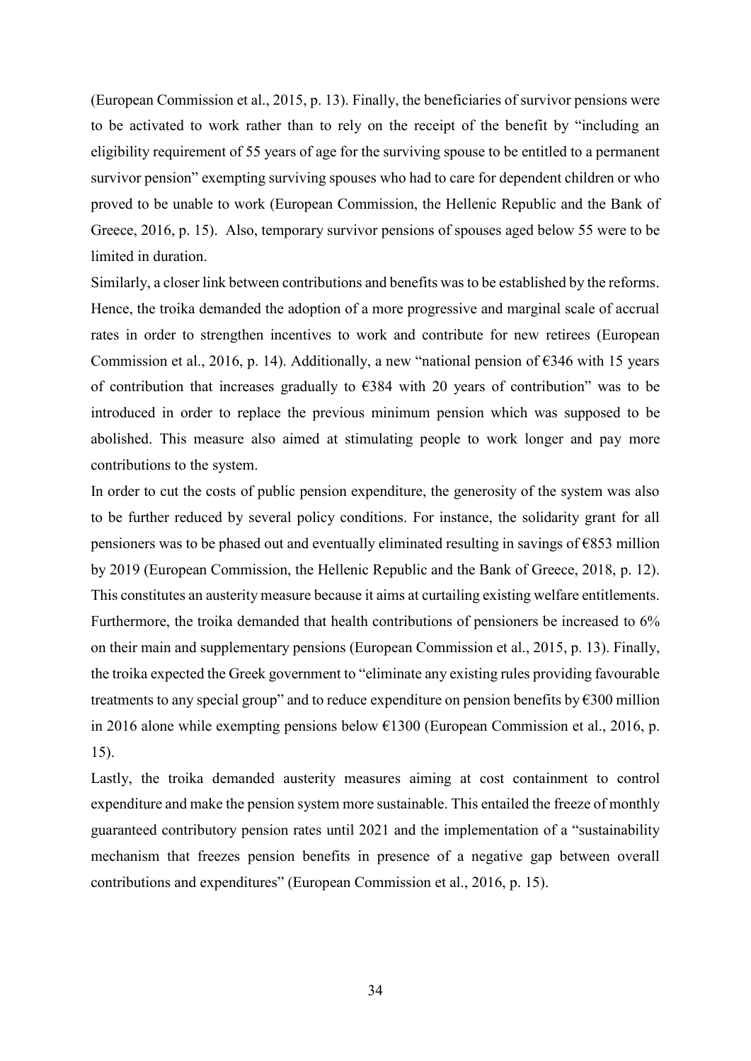(European Commission et al., 2015, p. 13). Finally, the beneficiaries of survivor pensions were to be activated to work rather than to rely on the receipt of the benefit by "including an eligibility requirement of 55 years of age for the surviving spouse to be entitled to a permanent survivor pension" exempting surviving spouses who had to care for dependent children or who proved to be unable to work (European Commission, the Hellenic Republic and the Bank of Greece, 2016, p. 15). Also, temporary survivor pensions of spouses aged below 55 were to be limited in duration.

Similarly, a closer link between contributions and benefits was to be established by the reforms. Hence, the troika demanded the adoption of a more progressive and marginal scale of accrual rates in order to strengthen incentives to work and contribute for new retirees (European Commission et al., 2016, p. 14). Additionally, a new "national pension of €346 with 15 years of contribution that increases gradually to €384 with 20 years of contribution" was to be introduced in order to replace the previous minimum pension which was supposed to be abolished. This measure also aimed at stimulating people to work longer and pay more contributions to the system.

In order to cut the costs of public pension expenditure, the generosity of the system was also to be further reduced by several policy conditions. For instance, the solidarity grant for all pensioners was to be phased out and eventually eliminated resulting in savings of €853 million by 2019 (European Commission, the Hellenic Republic and the Bank of Greece, 2018, p. 12). This constitutes an austerity measure because it aims at curtailing existing welfare entitlements. Furthermore, the troika demanded that health contributions of pensioners be increased to 6% on their main and supplementary pensions (European Commission et al., 2015, p. 13). Finally, the troika expected the Greek government to "eliminate any existing rules providing favourable treatments to any special group" and to reduce expenditure on pension benefits by €300 million in 2016 alone while exempting pensions below €1300 (European Commission et al., 2016, p. 15).

Lastly, the troika demanded austerity measures aiming at cost containment to control expenditure and make the pension system more sustainable. This entailed the freeze of monthly guaranteed contributory pension rates until 2021 and the implementation of a "sustainability mechanism that freezes pension benefits in presence of a negative gap between overall contributions and expenditures" (European Commission et al., 2016, p. 15).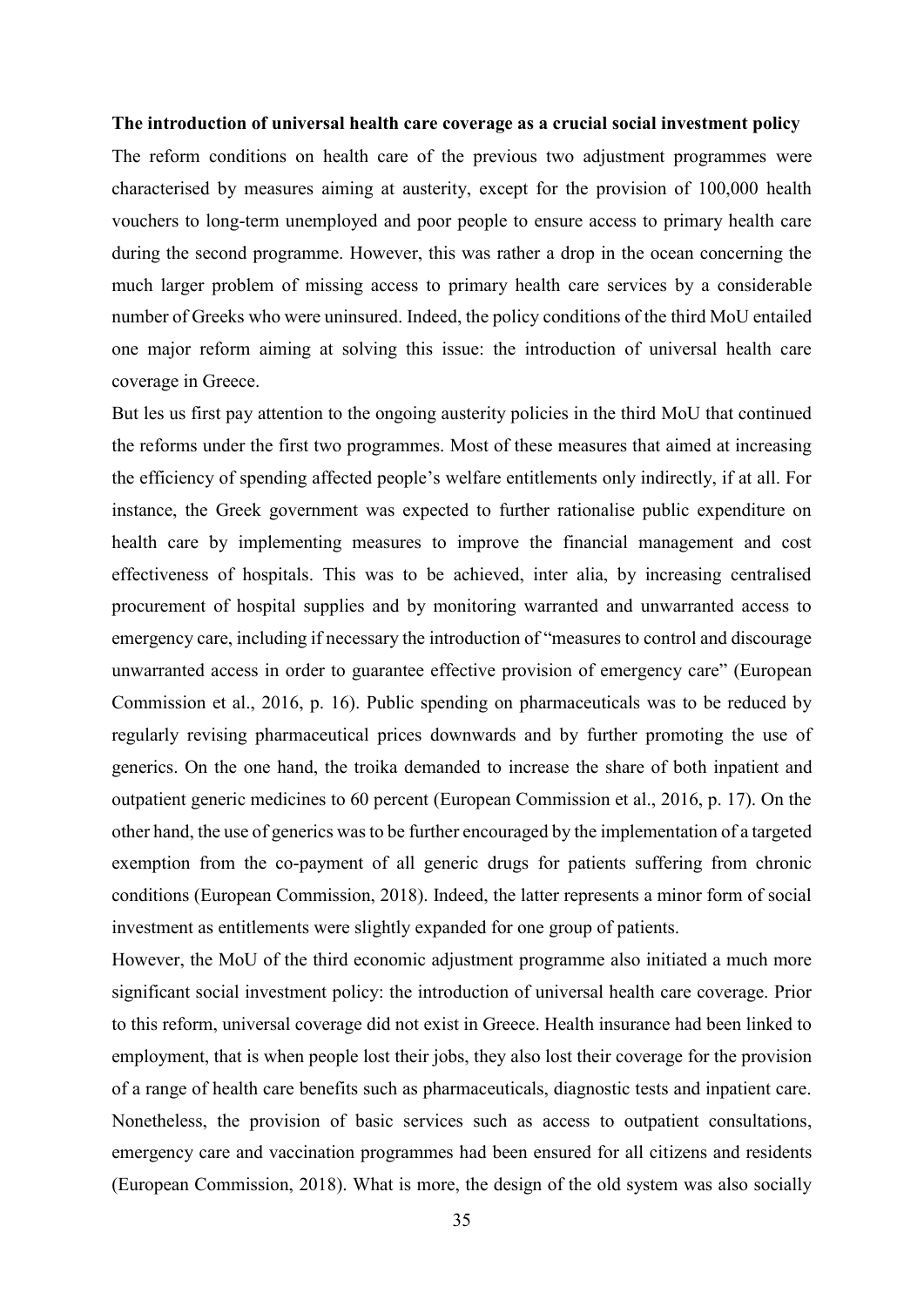**The introduction of universal health care coverage as a crucial social investment policy**

The reform conditions on health care of the previous two adjustment programmes were characterised by measures aiming at austerity, except for the provision of 100,000 health vouchers to long-term unemployed and poor people to ensure access to primary health care during the second programme. However, this was rather a drop in the ocean concerning the much larger problem of missing access to primary health care services by a considerable number of Greeks who were uninsured. Indeed, the policy conditions of the third MoU entailed one major reform aiming at solving this issue: the introduction of universal health care coverage in Greece.

But les us first pay attention to the ongoing austerity policies in the third MoU that continued the reforms under the first two programmes. Most of these measures that aimed at increasing the efficiency of spending affected people's welfare entitlements only indirectly, if at all. For instance, the Greek government was expected to further rationalise public expenditure on health care by implementing measures to improve the financial management and cost effectiveness of hospitals. This was to be achieved, inter alia, by increasing centralised procurement of hospital supplies and by monitoring warranted and unwarranted access to emergency care, including if necessary the introduction of "measures to control and discourage unwarranted access in order to guarantee effective provision of emergency care" (European Commission et al., 2016, p. 16). Public spending on pharmaceuticals was to be reduced by regularly revising pharmaceutical prices downwards and by further promoting the use of generics. On the one hand, the troika demanded to increase the share of both inpatient and outpatient generic medicines to 60 percent (European Commission et al., 2016, p. 17). On the other hand, the use of generics was to be further encouraged by the implementation of a targeted exemption from the co-payment of all generic drugs for patients suffering from chronic conditions (European Commission, 2018). Indeed, the latter represents a minor form of social investment as entitlements were slightly expanded for one group of patients.

However, the MoU of the third economic adjustment programme also initiated a much more significant social investment policy: the introduction of universal health care coverage. Prior to this reform, universal coverage did not exist in Greece. Health insurance had been linked to employment, that is when people lost their jobs, they also lost their coverage for the provision of a range of health care benefits such as pharmaceuticals, diagnostic tests and inpatient care. Nonetheless, the provision of basic services such as access to outpatient consultations, emergency care and vaccination programmes had been ensured for all citizens and residents (European Commission, 2018). What is more, the design of the old system was also socially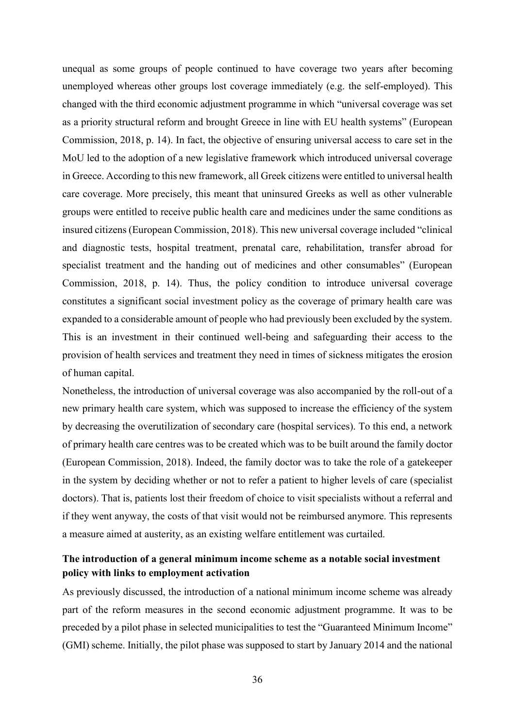unequal as some groups of people continued to have coverage two years after becoming unemployed whereas other groups lost coverage immediately (e.g. the self-employed). This changed with the third economic adjustment programme in which "universal coverage was set as a priority structural reform and brought Greece in line with EU health systems" (European Commission, 2018, p. 14). In fact, the objective of ensuring universal access to care set in the MoU led to the adoption of a new legislative framework which introduced universal coverage in Greece. According to this new framework, all Greek citizens were entitled to universal health care coverage. More precisely, this meant that uninsured Greeks as well as other vulnerable groups were entitled to receive public health care and medicines under the same conditions as insured citizens (European Commission, 2018). This new universal coverage included "clinical and diagnostic tests, hospital treatment, prenatal care, rehabilitation, transfer abroad for specialist treatment and the handing out of medicines and other consumables" (European Commission, 2018, p. 14). Thus, the policy condition to introduce universal coverage constitutes a significant social investment policy as the coverage of primary health care was expanded to a considerable amount of people who had previously been excluded by the system. This is an investment in their continued well-being and safeguarding their access to the provision of health services and treatment they need in times of sickness mitigates the erosion of human capital.

Nonetheless, the introduction of universal coverage was also accompanied by the roll-out of a new primary health care system, which was supposed to increase the efficiency of the system by decreasing the overutilization of secondary care (hospital services). To this end, a network of primary health care centres was to be created which was to be built around the family doctor (European Commission, 2018). Indeed, the family doctor was to take the role of a gatekeeper in the system by deciding whether or not to refer a patient to higher levels of care (specialist doctors). That is, patients lost their freedom of choice to visit specialists without a referral and if they went anyway, the costs of that visit would not be reimbursed anymore. This represents a measure aimed at austerity, as an existing welfare entitlement was curtailed.

**The introduction of a general minimum income scheme as a notable social investment policy with links to employment activation**

As previously discussed, the introduction of a national minimum income scheme was already part of the reform measures in the second economic adjustment programme. It was to be preceded by a pilot phase in selected municipalities to test the "Guaranteed Minimum Income" (GMI) scheme. Initially, the pilot phase was supposed to start by January 2014 and the national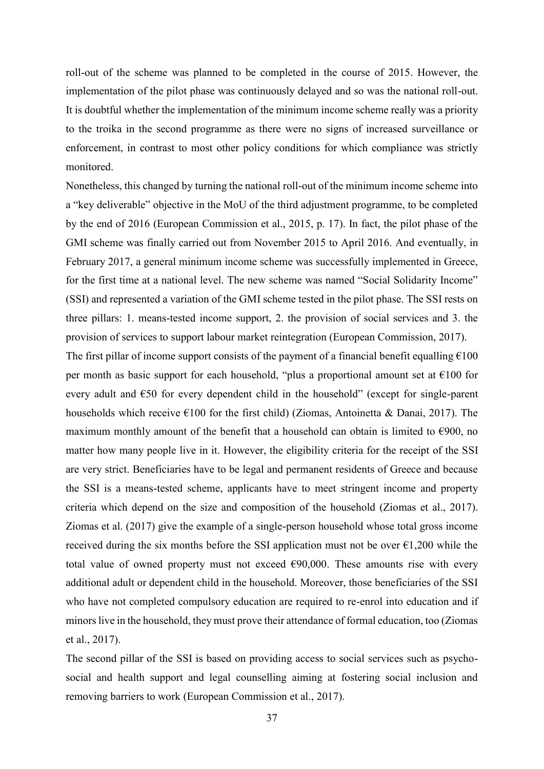roll-out of the scheme was planned to be completed in the course of 2015. However, the implementation of the pilot phase was continuously delayed and so was the national roll-out. It is doubtful whether the implementation of the minimum income scheme really was a priority to the troika in the second programme as there were no signs of increased surveillance or enforcement, in contrast to most other policy conditions for which compliance was strictly monitored.

Nonetheless, this changed by turning the national roll-out of the minimum income scheme into a "key deliverable" objective in the MoU of the third adjustment programme, to be completed by the end of 2016 (European Commission et al., 2015, p. 17). In fact, the pilot phase of the GMI scheme was finally carried out from November 2015 to April 2016. And eventually, in February 2017, a general minimum income scheme was successfully implemented in Greece, for the first time at a national level. The new scheme was named "Social Solidarity Income" (SSI) and represented a variation of the GMI scheme tested in the pilot phase. The SSI rests on three pillars: 1. means-tested income support, 2. the provision of social services and 3. the provision of services to support labour market reintegration (European Commission, 2017).

The first pillar of income support consists of the payment of a financial benefit equalling €100 per month as basic support for each household, "plus a proportional amount set at €100 for every adult and €50 for every dependent child in the household" (except for single-parent households which receive €100 for the first child) (Ziomas, Antoinetta & Danai, 2017). The maximum monthly amount of the benefit that a household can obtain is limited to €900, no matter how many people live in it. However, the eligibility criteria for the receipt of the SSI are very strict. Beneficiaries have to be legal and permanent residents of Greece and because the SSI is a means-tested scheme, applicants have to meet stringent income and property criteria which depend on the size and composition of the household (Ziomas et al., 2017). Ziomas et al. (2017) give the example of a single-person household whose total gross income received during the six months before the SSI application must not be over €1,200 while the total value of owned property must not exceed €90,000. These amounts rise with every additional adult or dependent child in the household. Moreover, those beneficiaries of the SSI who have not completed compulsory education are required to re-enrol into education and if minors live in the household, they must prove their attendance of formal education, too (Ziomas et al., 2017).

The second pillar of the SSI is based on providing access to social services such as psycho-social and health support and legal counselling aiming at fostering social inclusion and removing barriers to work (European Commission et al., 2017).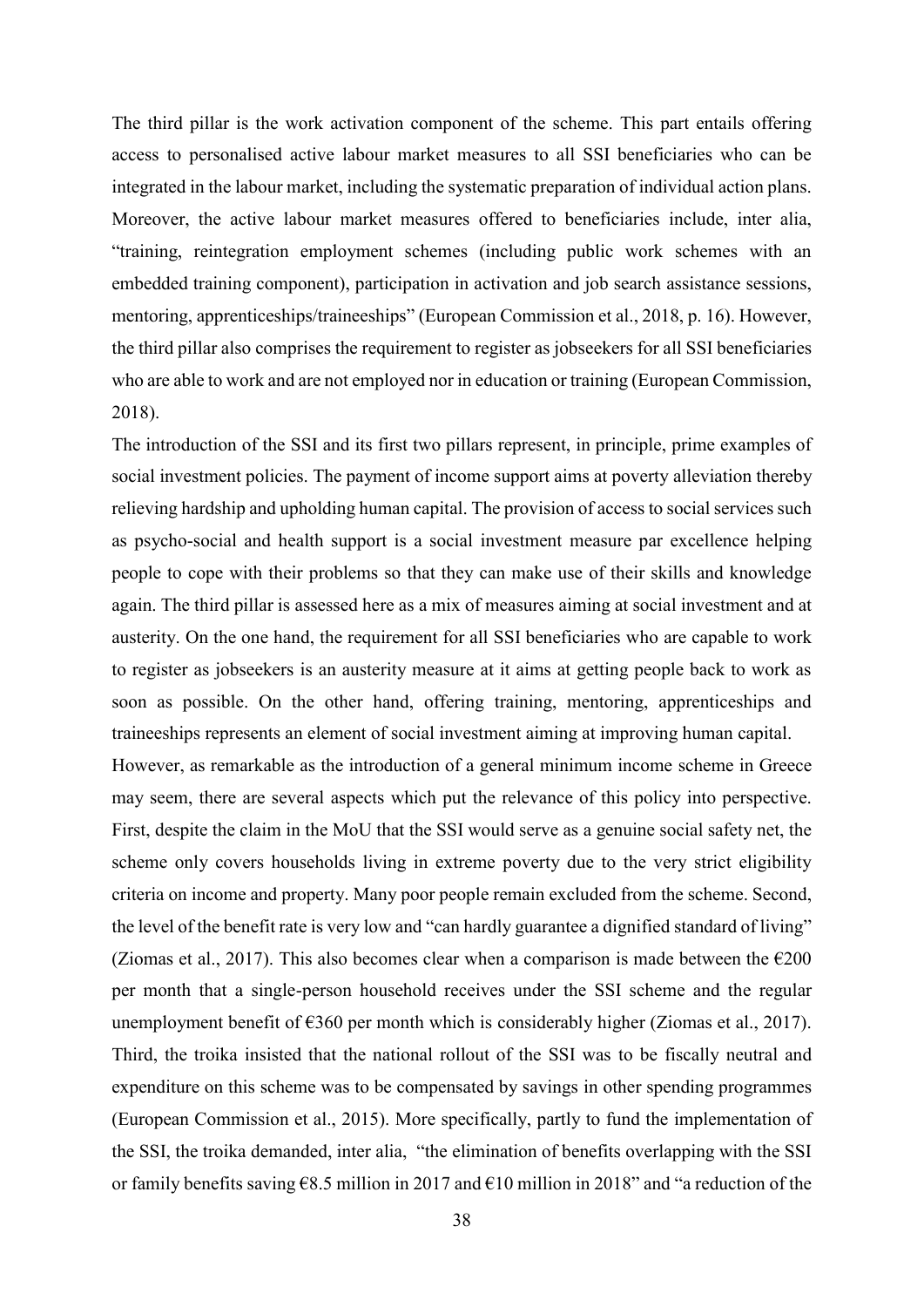The third pillar is the work activation component of the scheme. This part entails offering access to personalised active labour market measures to all SSI beneficiaries who can be integrated in the labour market, including the systematic preparation of individual action plans. Moreover, the active labour market measures offered to beneficiaries include, inter alia, "training, reintegration employment schemes (including public work schemes with an embedded training component), participation in activation and job search assistance sessions, mentoring, apprenticeships/traineeships" (European Commission et al., 2018, p. 16). However, the third pillar also comprises the requirement to register as jobseekers for all SSI beneficiaries who are able to work and are not employed nor in education or training (European Commission, 2018).

The introduction of the SSI and its first two pillars represent, in principle, prime examples of social investment policies. The payment of income support aims at poverty alleviation thereby relieving hardship and upholding human capital. The provision of access to social services such as psycho-social and health support is a social investment measure par excellence helping people to cope with their problems so that they can make use of their skills and knowledge again. The third pillar is assessed here as a mix of measures aiming at social investment and at austerity. On the one hand, the requirement for all SSI beneficiaries who are capable to work to register as jobseekers is an austerity measure at it aims at getting people back to work as soon as possible. On the other hand, offering training, mentoring, apprenticeships and traineeships represents an element of social investment aiming at improving human capital.

However, as remarkable as the introduction of a general minimum income scheme in Greece may seem, there are several aspects which put the relevance of this policy into perspective. First, despite the claim in the MoU that the SSI would serve as a genuine social safety net, the scheme only covers households living in extreme poverty due to the very strict eligibility criteria on income and property. Many poor people remain excluded from the scheme. Second, the level of the benefit rate is very low and "can hardly guarantee a dignified standard of living" (Ziomas et al., 2017). This also becomes clear when a comparison is made between the €200 per month that a single-person household receives under the SSI scheme and the regular unemployment benefit of €360 per month which is considerably higher (Ziomas et al., 2017). Third, the troika insisted that the national rollout of the SSI was to be fiscally neutral and expenditure on this scheme was to be compensated by savings in other spending programmes (European Commission et al., 2015). More specifically, partly to fund the implementation of the SSI, the troika demanded, inter alia, "the elimination of benefits overlapping with the SSI or family benefits saving €8.5 million in 2017 and €10 million in 2018" and "a reduction of the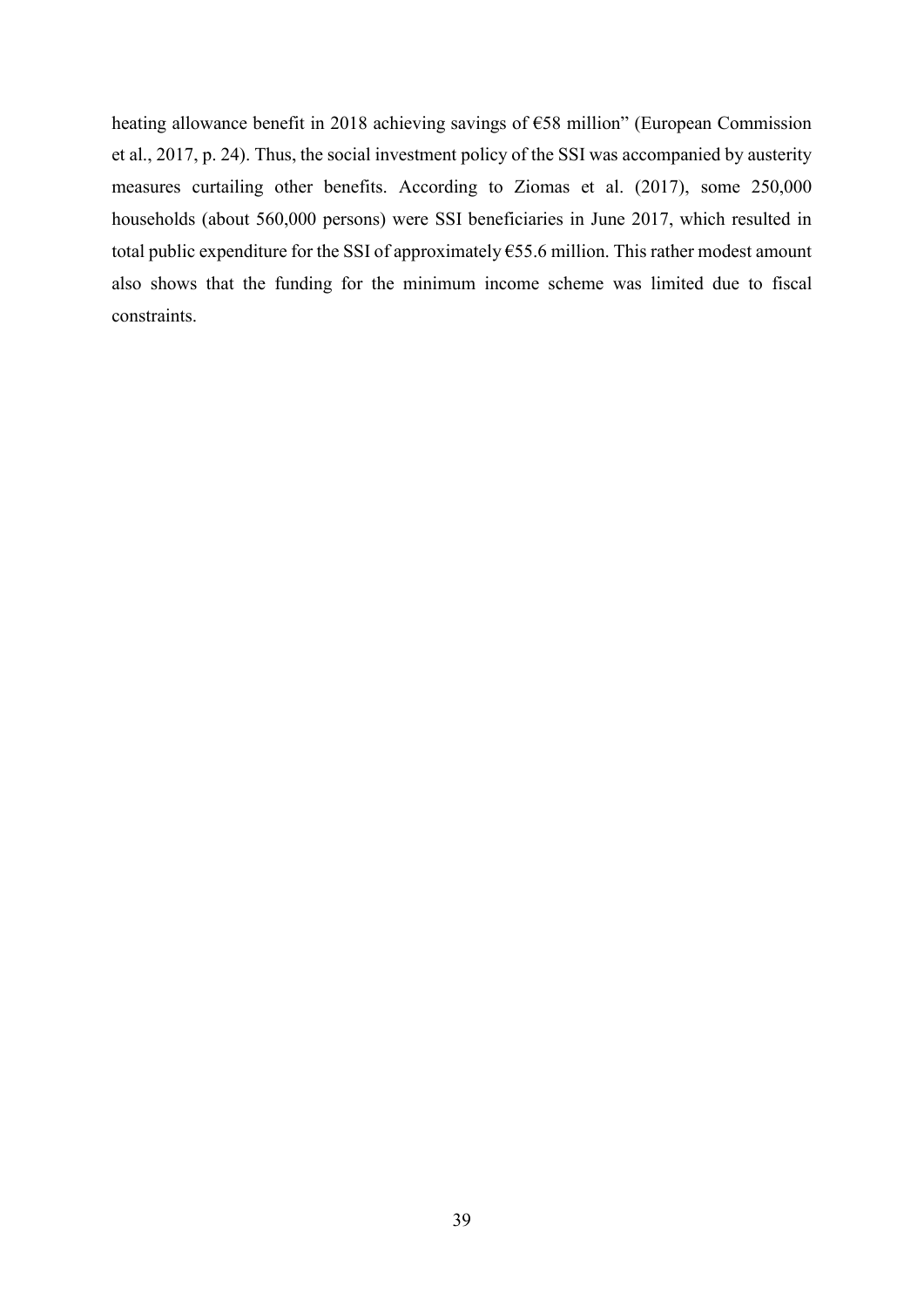heating allowance benefit in 2018 achieving savings of €58 million" (European Commission et al., 2017, p. 24). Thus, the social investment policy of the SSI was accompanied by austerity measures curtailing other benefits. According to Ziomas et al. (2017), some 250,000 households (about 560,000 persons) were SSI beneficiaries in June 2017, which resulted in total public expenditure for the SSI of approximately €55.6 million. This rather modest amount also shows that the funding for the minimum income scheme was limited due to fiscal constraints.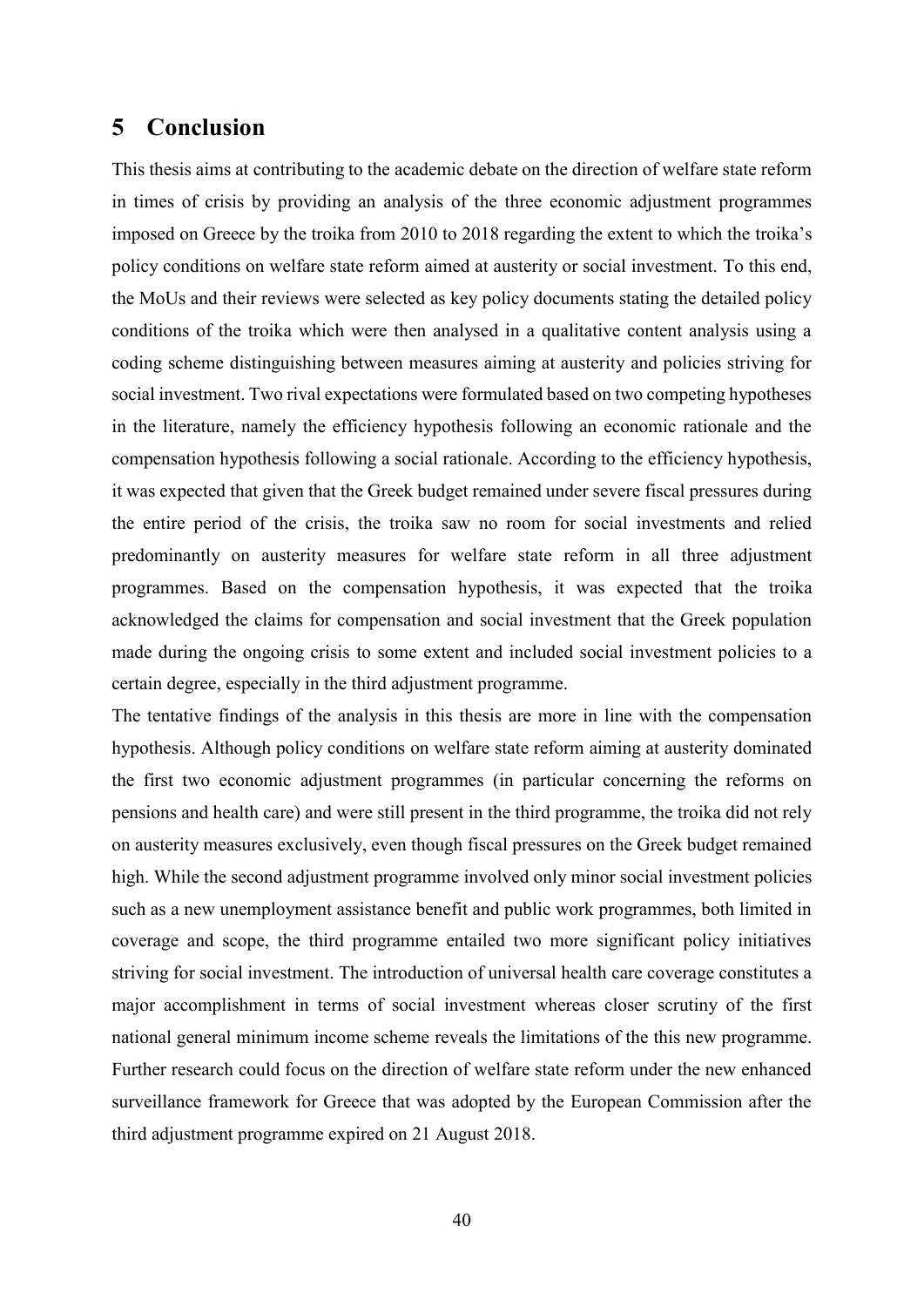# 5 Conclusion

This thesis aims at contributing to the academic debate on the direction of welfare state reform in times of crisis by providing an analysis of the three economic adjustment programmes imposed on Greece by the troika from 2010 to 2018 regarding the extent to which the troika's policy conditions on welfare state reform aimed at austerity or social investment. To this end, the MoUs and their reviews were selected as key policy documents stating the detailed policy conditions of the troika which were then analysed in a qualitative content analysis using a coding scheme distinguishing between measures aiming at austerity and policies striving for social investment. Two rival expectations were formulated based on two competing hypotheses in the literature, namely the efficiency hypothesis following an economic rationale and the compensation hypothesis following a social rationale. According to the efficiency hypothesis, it was expected that given that the Greek budget remained under severe fiscal pressures during the entire period of the crisis, the troika saw no room for social investments and relied predominantly on austerity measures for welfare state reform in all three adjustment programmes. Based on the compensation hypothesis, it was expected that the troika acknowledged the claims for compensation and social investment that the Greek population made during the ongoing crisis to some extent and included social investment policies to a certain degree, especially in the third adjustment programme.

The tentative findings of the analysis in this thesis are more in line with the compensation hypothesis. Although policy conditions on welfare state reform aiming at austerity dominated the first two economic adjustment programmes (in particular concerning the reforms on pensions and health care) and were still present in the third programme, the troika did not rely on austerity measures exclusively, even though fiscal pressures on the Greek budget remained high. While the second adjustment programme involved only minor social investment policies such as a new unemployment assistance benefit and public work programmes, both limited in coverage and scope, the third programme entailed two more significant policy initiatives striving for social investment. The introduction of universal health care coverage constitutes a major accomplishment in terms of social investment whereas closer scrutiny of the first national general minimum income scheme reveals the limitations of the this new programme. Further research could focus on the direction of welfare state reform under the new enhanced surveillance framework for Greece that was adopted by the European Commission after the third adjustment programme expired on 21 August 2018.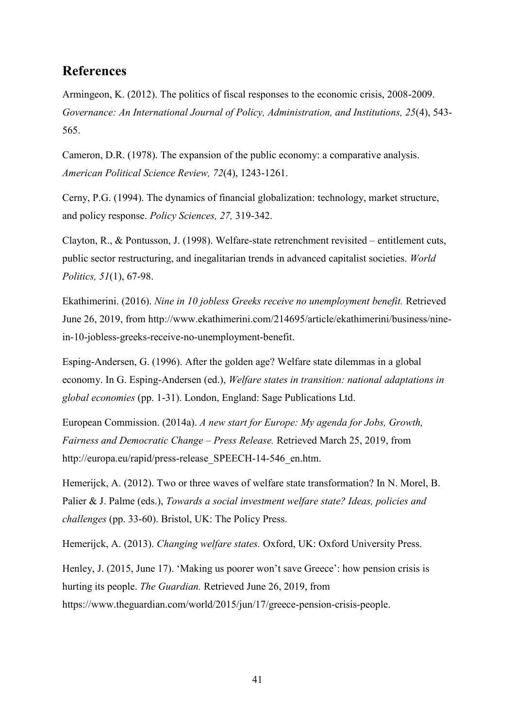## References

Armingeon, K. (2012). The politics of fiscal responses to the economic crisis, 2008-2009. *Governance: An International Journal of Policy, Administration, and Institutions, 25*(4), 543-565.

Cameron, D.R. (1978). The expansion of the public economy: a comparative analysis. *American Political Science Review, 72*(4), 1243-1261.

Cerny, P.G. (1994). The dynamics of financial globalization: technology, market structure, and policy response. *Policy Sciences, 27,* 319-342.

Clayton, R., & Pontusson, J. (1998). Welfare-state retrenchment revisited – entitlement cuts, public sector restructuring, and inegalitarian trends in advanced capitalist societies. *World Politics, 51*(1), 67-98.

Ekathimerini. (2016). *Nine in 10 jobless Greeks receive no unemployment benefit.* Retrieved June 26, 2019, from http://www.ekathimerini.com/214695/article/ekathimerini/business/nine-in-10-jobless-greeks-receive-no-unemployment-benefit.

Esping-Andersen, G. (1996). After the golden age? Welfare state dilemmas in a global economy. In G. Esping-Andersen (ed.), *Welfare states in transition: national adaptations in global economies* (pp. 1-31). London, England: Sage Publications Ltd.

European Commission. (2014a). *A new start for Europe: My agenda for Jobs, Growth, Fairness and Democratic Change – Press Release.* Retrieved March 25, 2019, from http://europa.eu/rapid/press-release_SPEECH-14-546_en.htm.

Hemerijck, A. (2012). Two or three waves of welfare state transformation? In N. Morel, B. Palier & J. Palme (eds.), *Towards a social investment welfare state? Ideas, policies and challenges* (pp. 33-60). Bristol, UK: The Policy Press.

Hemerijck, A. (2013). *Changing welfare states.* Oxford, UK: Oxford University Press.

Henley, J. (2015, June 17). 'Making us poorer won't save Greece': how pension crisis is hurting its people. *The Guardian.* Retrieved June 26, 2019, from https://www.theguardian.com/world/2015/jun/17/greece-pension-crisis-people.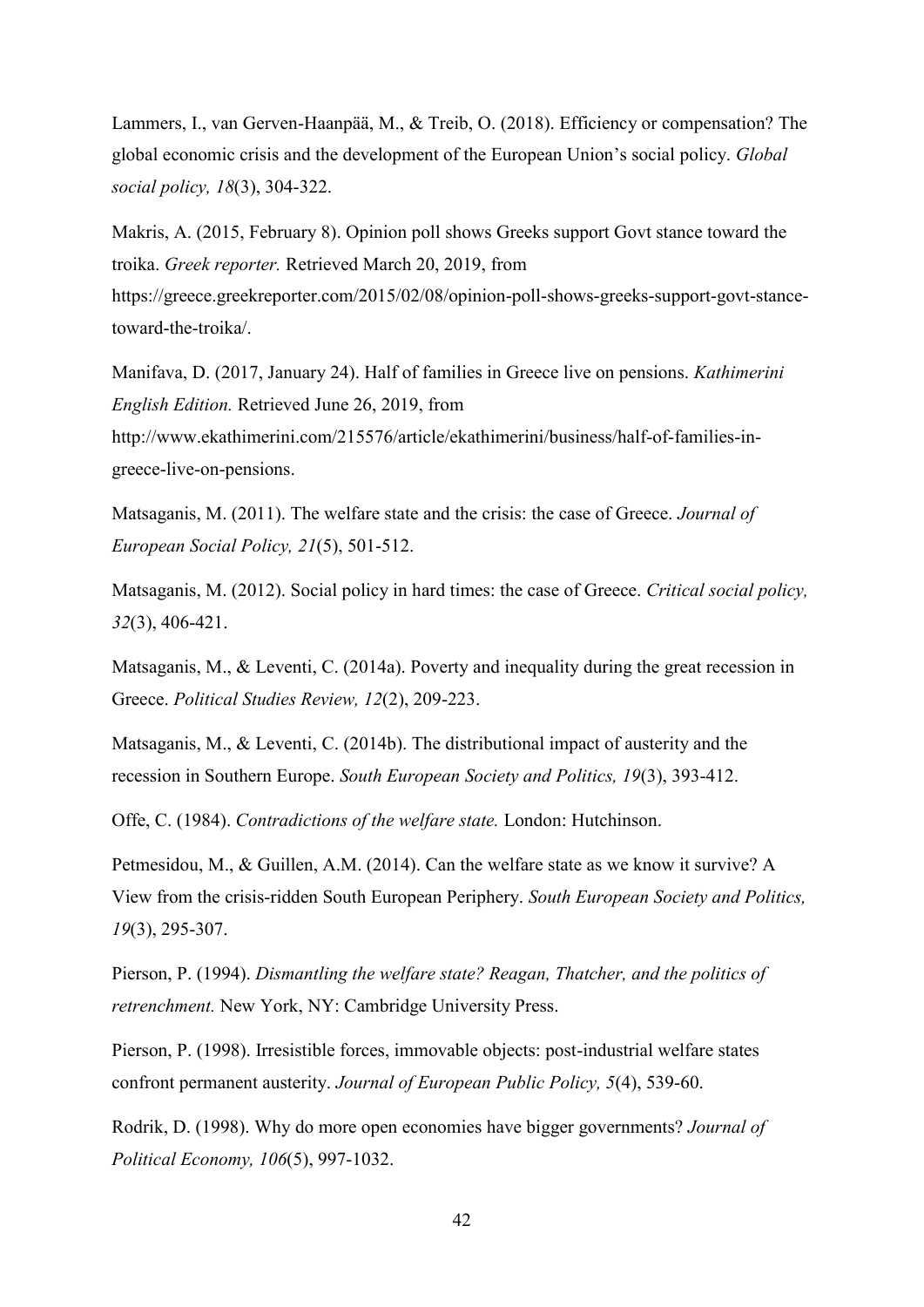Lammers, I., van Gerven-Haanpää, M., & Treib, O. (2018). Efficiency or compensation? The global economic crisis and the development of the European Union's social policy. *Global social policy, 18*(3), 304-322.

Makris, A. (2015, February 8). Opinion poll shows Greeks support Govt stance toward the troika. *Greek reporter.* Retrieved March 20, 2019, from https://greece.greekreporter.com/2015/02/08/opinion-poll-shows-greeks-support-govt-stance-toward-the-troika/.

Manifava, D. (2017, January 24). Half of families in Greece live on pensions. *Kathimerini English Edition.* Retrieved June 26, 2019, from http://www.ekathimerini.com/215576/article/ekathimerini/business/half-of-families-in-greece-live-on-pensions.

Matsaganis, M. (2011). The welfare state and the crisis: the case of Greece. *Journal of European Social Policy, 21*(5), 501-512.

Matsaganis, M. (2012). Social policy in hard times: the case of Greece. *Critical social policy, 32*(3), 406-421.

Matsaganis, M., & Leventi, C. (2014a). Poverty and inequality during the great recession in Greece. *Political Studies Review, 12*(2), 209-223.

Matsaganis, M., & Leventi, C. (2014b). The distributional impact of austerity and the recession in Southern Europe. *South European Society and Politics, 19*(3), 393-412.

Offe, C. (1984). *Contradictions of the welfare state.* London: Hutchinson.

Petmesidou, M., & Guillen, A.M. (2014). Can the welfare state as we know it survive? A View from the crisis-ridden South European Periphery. *South European Society and Politics, 19*(3), 295-307.

Pierson, P. (1994). *Dismantling the welfare state? Reagan, Thatcher, and the politics of retrenchment.* New York, NY: Cambridge University Press.

Pierson, P. (1998). Irresistible forces, immovable objects: post-industrial welfare states confront permanent austerity. *Journal of European Public Policy, 5*(4), 539-60.

Rodrik, D. (1998). Why do more open economies have bigger governments? *Journal of Political Economy, 106*(5), 997-1032.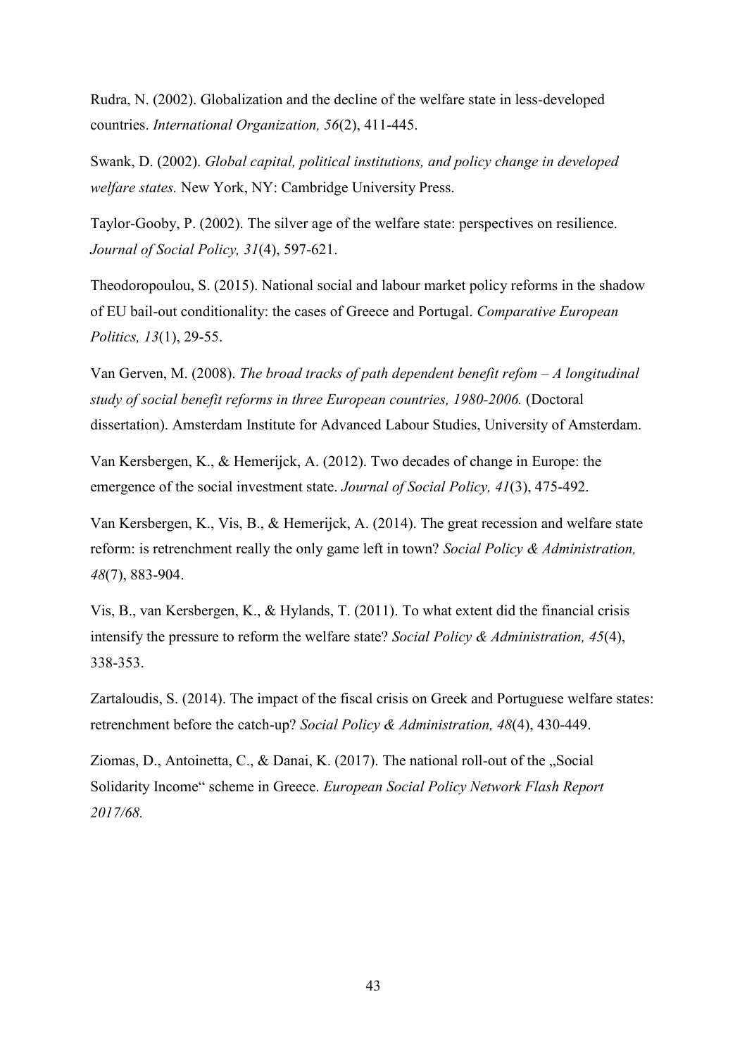Rudra, N. (2002). Globalization and the decline of the welfare state in less-developed countries. *International Organization, 56*(2), 411-445.

Swank, D. (2002). *Global capital, political institutions, and policy change in developed welfare states.* New York, NY: Cambridge University Press.

Taylor-Gooby, P. (2002). The silver age of the welfare state: perspectives on resilience. *Journal of Social Policy, 31*(4), 597-621.

Theodoropoulou, S. (2015). National social and labour market policy reforms in the shadow of EU bail-out conditionality: the cases of Greece and Portugal. *Comparative European Politics, 13*(1), 29-55.

Van Gerven, M. (2008). *The broad tracks of path dependent benefit refom – A longitudinal study of social benefit reforms in three European countries, 1980-2006.* (Doctoral dissertation). Amsterdam Institute for Advanced Labour Studies, University of Amsterdam.

Van Kersbergen, K., & Hemerijck, A. (2012). Two decades of change in Europe: the emergence of the social investment state. *Journal of Social Policy, 41*(3), 475-492.

Van Kersbergen, K., Vis, B., & Hemerijck, A. (2014). The great recession and welfare state reform: is retrenchment really the only game left in town? *Social Policy & Administration, 48*(7), 883-904.

Vis, B., van Kersbergen, K., & Hylands, T. (2011). To what extent did the financial crisis intensify the pressure to reform the welfare state? *Social Policy & Administration, 45*(4), 338-353.

Zartaloudis, S. (2014). The impact of the fiscal crisis on Greek and Portuguese welfare states: retrenchment before the catch-up? *Social Policy & Administration, 48*(4), 430-449.

Ziomas, D., Antoinetta, C., & Danai, K. (2017). The national roll-out of the „Social Solidarity Income" scheme in Greece. *European Social Policy Network Flash Report 2017/68.*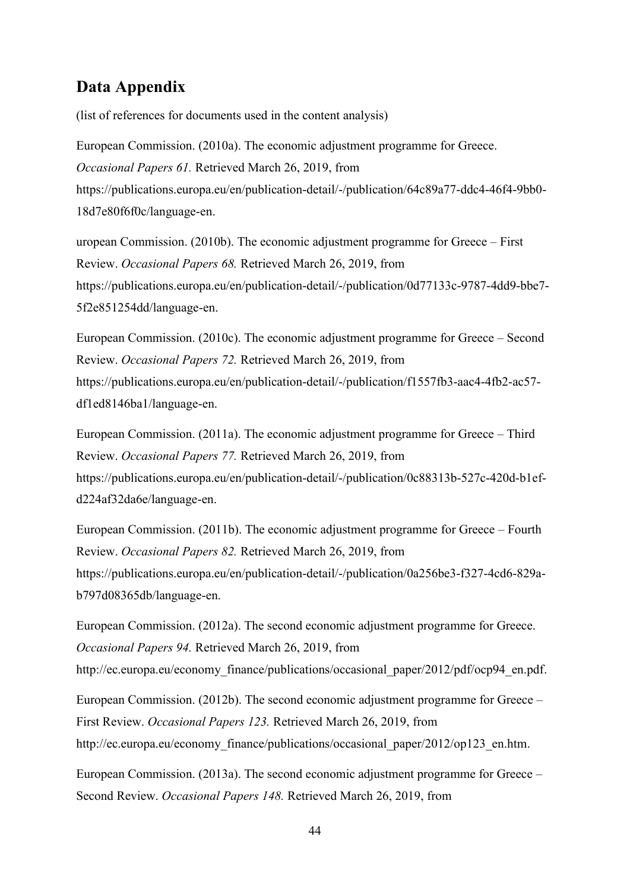## Data Appendix

(list of references for documents used in the content analysis)

European Commission. (2010a). The economic adjustment programme for Greece. *Occasional Papers 61.* Retrieved March 26, 2019, from https://publications.europa.eu/en/publication-detail/-/publication/64c89a77-ddc4-46f4-9bb0-18d7e80f6f0c/language-en.

uropean Commission. (2010b). The economic adjustment programme for Greece – First Review. *Occasional Papers 68.* Retrieved March 26, 2019, from https://publications.europa.eu/en/publication-detail/-/publication/0d77133c-9787-4dd9-bbe7-5f2e851254dd/language-en.

European Commission. (2010c). The economic adjustment programme for Greece – Second Review. *Occasional Papers 72.* Retrieved March 26, 2019, from https://publications.europa.eu/en/publication-detail/-/publication/f1557fb3-aac4-4fb2-ac57-df1ed8146ba1/language-en.

European Commission. (2011a). The economic adjustment programme for Greece – Third Review. *Occasional Papers 77.* Retrieved March 26, 2019, from https://publications.europa.eu/en/publication-detail/-/publication/0c88313b-527c-420d-b1ef-d224af32da6e/language-en.

European Commission. (2011b). The economic adjustment programme for Greece – Fourth Review. *Occasional Papers 82.* Retrieved March 26, 2019, from https://publications.europa.eu/en/publication-detail/-/publication/0a256be3-f327-4cd6-829a-b797d08365db/language-en.

European Commission. (2012a). The second economic adjustment programme for Greece. *Occasional Papers 94.* Retrieved March 26, 2019, from http://ec.europa.eu/economy_finance/publications/occasional_paper/2012/pdf/ocp94_en.pdf.

European Commission. (2012b). The second economic adjustment programme for Greece – First Review. *Occasional Papers 123.* Retrieved March 26, 2019, from http://ec.europa.eu/economy_finance/publications/occasional_paper/2012/op123_en.htm.

European Commission. (2013a). The second economic adjustment programme for Greece – Second Review. *Occasional Papers 148.* Retrieved March 26, 2019, from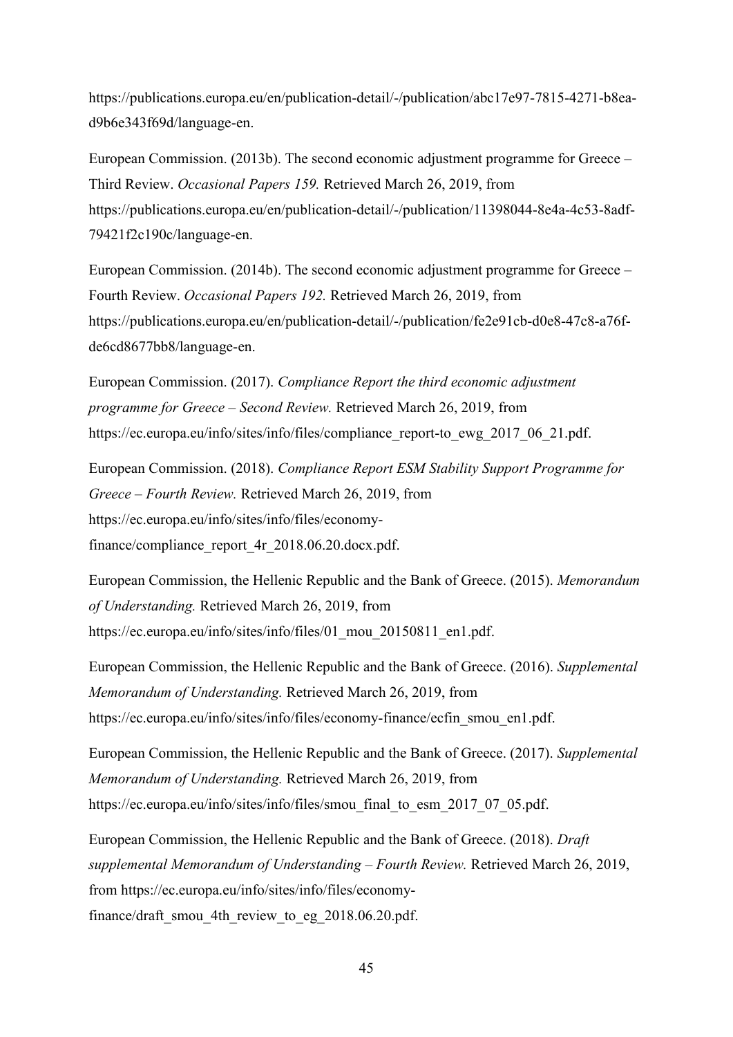https://publications.europa.eu/en/publication-detail/-/publication/abc17e97-7815-4271-b8ea-d9b6e343f69d/language-en.

European Commission. (2013b). The second economic adjustment programme for Greece – Third Review. *Occasional Papers 159.* Retrieved March 26, 2019, from https://publications.europa.eu/en/publication-detail/-/publication/11398044-8e4a-4c53-8adf-79421f2c190c/language-en.

European Commission. (2014b). The second economic adjustment programme for Greece – Fourth Review. *Occasional Papers 192.* Retrieved March 26, 2019, from https://publications.europa.eu/en/publication-detail/-/publication/fe2e91cb-d0e8-47c8-a76f-de6cd8677bb8/language-en.

European Commission. (2017). *Compliance Report the third economic adjustment programme for Greece – Second Review.* Retrieved March 26, 2019, from https://ec.europa.eu/info/sites/info/files/compliance_report-to_ewg_2017_06_21.pdf.

European Commission. (2018). *Compliance Report ESM Stability Support Programme for Greece – Fourth Review.* Retrieved March 26, 2019, from https://ec.europa.eu/info/sites/info/files/economy-finance/compliance_report_4r_2018.06.20.docx.pdf.

European Commission, the Hellenic Republic and the Bank of Greece. (2015). *Memorandum of Understanding.* Retrieved March 26, 2019, from https://ec.europa.eu/info/sites/info/files/01_mou_20150811_en1.pdf.

European Commission, the Hellenic Republic and the Bank of Greece. (2016). *Supplemental Memorandum of Understanding.* Retrieved March 26, 2019, from https://ec.europa.eu/info/sites/info/files/economy-finance/ecfin_smou_en1.pdf.

European Commission, the Hellenic Republic and the Bank of Greece. (2017). *Supplemental Memorandum of Understanding.* Retrieved March 26, 2019, from https://ec.europa.eu/info/sites/info/files/smou_final_to_esm_2017_07_05.pdf.

European Commission, the Hellenic Republic and the Bank of Greece. (2018). *Draft supplemental Memorandum of Understanding – Fourth Review.* Retrieved March 26, 2019, from https://ec.europa.eu/info/sites/info/files/economy-finance/draft_smou_4th_review_to_eg_2018.06.20.pdf.